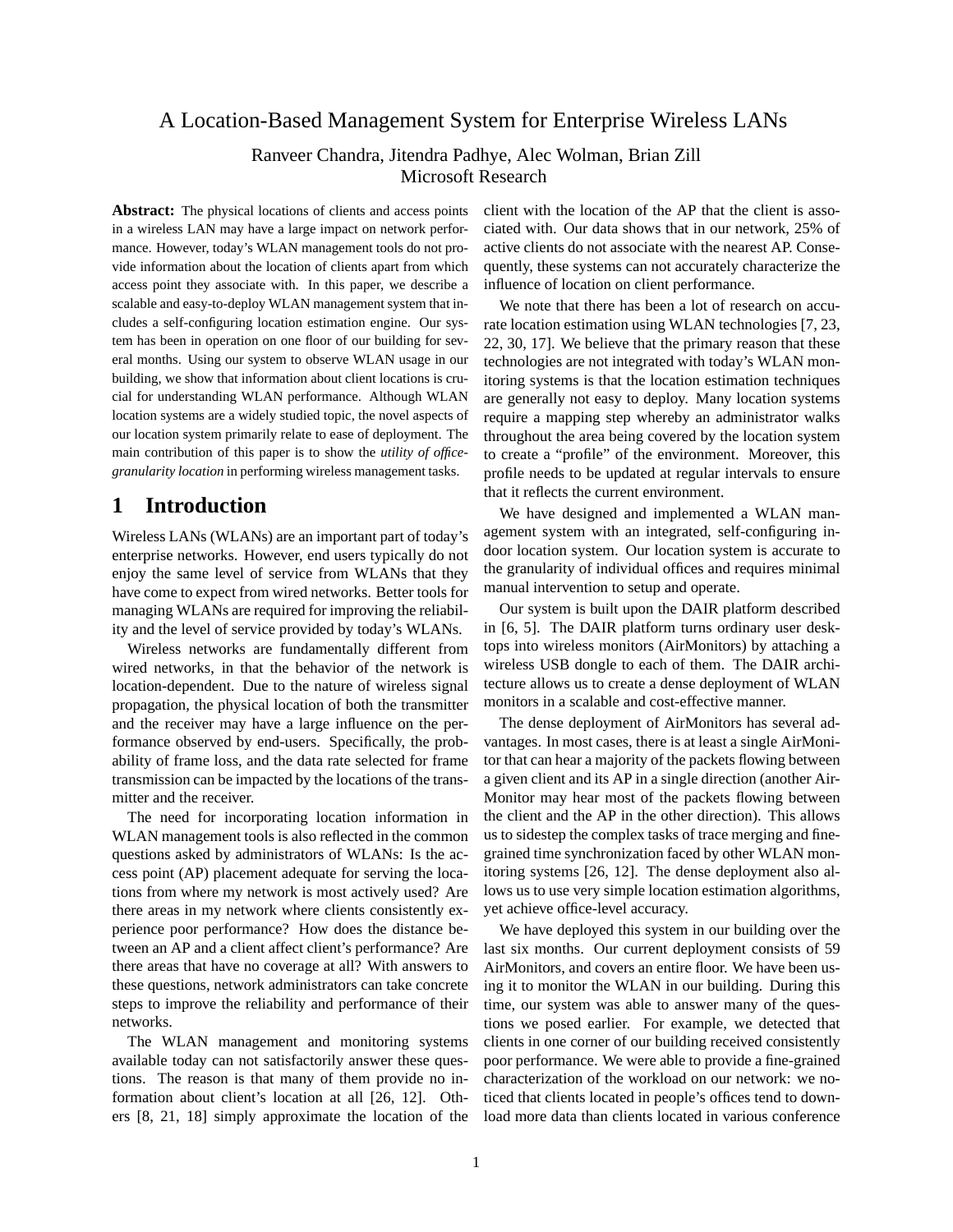# A Location-Based Management System for Enterprise Wireless LANs

Ranveer Chandra, Jitendra Padhye, Alec Wolman, Brian Zill
Microsoft Research

**Abstract:** The physical locations of clients and access points in a wireless LAN may have a large impact on network performance. However, today's WLAN management tools do not provide information about the location of clients apart from which access point they associate with. In this paper, we describe a scalable and easy-to-deploy WLAN management system that includes a self-configuring location estimation engine. Our system has been in operation on one floor of our building for several months. Using our system to observe WLAN usage in our building, we show that information about client locations is crucial for understanding WLAN performance. Although WLAN location systems are a widely studied topic, the novel aspects of our location system primarily relate to ease of deployment. The main contribution of this paper is to show the *utility of office-granularity location* in performing wireless management tasks.

## 1 Introduction

Wireless LANs (WLANs) are an important part of today's enterprise networks. However, end users typically do not enjoy the same level of service from WLANs that they have come to expect from wired networks. Better tools for managing WLANs are required for improving the reliability and the level of service provided by today's WLANs.

Wireless networks are fundamentally different from wired networks, in that the behavior of the network is location-dependent. Due to the nature of wireless signal propagation, the physical location of both the transmitter and the receiver may have a large influence on the performance observed by end-users. Specifically, the probability of frame loss, and the data rate selected for frame transmission can be impacted by the locations of the transmitter and the receiver.

The need for incorporating location information in WLAN management tools is also reflected in the common questions asked by administrators of WLANs: Is the access point (AP) placement adequate for serving the locations from where my network is most actively used? Are there areas in my network where clients consistently experience poor performance? How does the distance between an AP and a client affect client's performance? Are there areas that have no coverage at all? With answers to these questions, network administrators can take concrete steps to improve the reliability and performance of their networks.

The WLAN management and monitoring systems available today can not satisfactorily answer these questions. The reason is that many of them provide no information about client's location at all [26, 12]. Others [8, 21, 18] simply approximate the location of the client with the location of the AP that the client is associated with. Our data shows that in our network, 25% of active clients do not associate with the nearest AP. Consequently, these systems can not accurately characterize the influence of location on client performance.

We note that there has been a lot of research on accurate location estimation using WLAN technologies [7, 23, 22, 30, 17]. We believe that the primary reason that these technologies are not integrated with today's WLAN monitoring systems is that the location estimation techniques are generally not easy to deploy. Many location systems require a mapping step whereby an administrator walks throughout the area being covered by the location system to create a "profile" of the environment. Moreover, this profile needs to be updated at regular intervals to ensure that it reflects the current environment.

We have designed and implemented a WLAN management system with an integrated, self-configuring indoor location system. Our location system is accurate to the granularity of individual offices and requires minimal manual intervention to setup and operate.

Our system is built upon the DAIR platform described in [6, 5]. The DAIR platform turns ordinary user desktops into wireless monitors (AirMonitors) by attaching a wireless USB dongle to each of them. The DAIR architecture allows us to create a dense deployment of WLAN monitors in a scalable and cost-effective manner.

The dense deployment of AirMonitors has several advantages. In most cases, there is at least a single AirMonitor that can hear a majority of the packets flowing between a given client and its AP in a single direction (another AirMonitor may hear most of the packets flowing between the client and the AP in the other direction). This allows us to sidestep the complex tasks of trace merging and fine-grained time synchronization faced by other WLAN monitoring systems [26, 12]. The dense deployment also allows us to use very simple location estimation algorithms, yet achieve office-level accuracy.

We have deployed this system in our building over the last six months. Our current deployment consists of 59 AirMonitors, and covers an entire floor. We have been using it to monitor the WLAN in our building. During this time, our system was able to answer many of the questions we posed earlier. For example, we detected that clients in one corner of our building received consistently poor performance. We were able to provide a fine-grained characterization of the workload on our network: we noticed that clients located in people's offices tend to download more data than clients located in various conference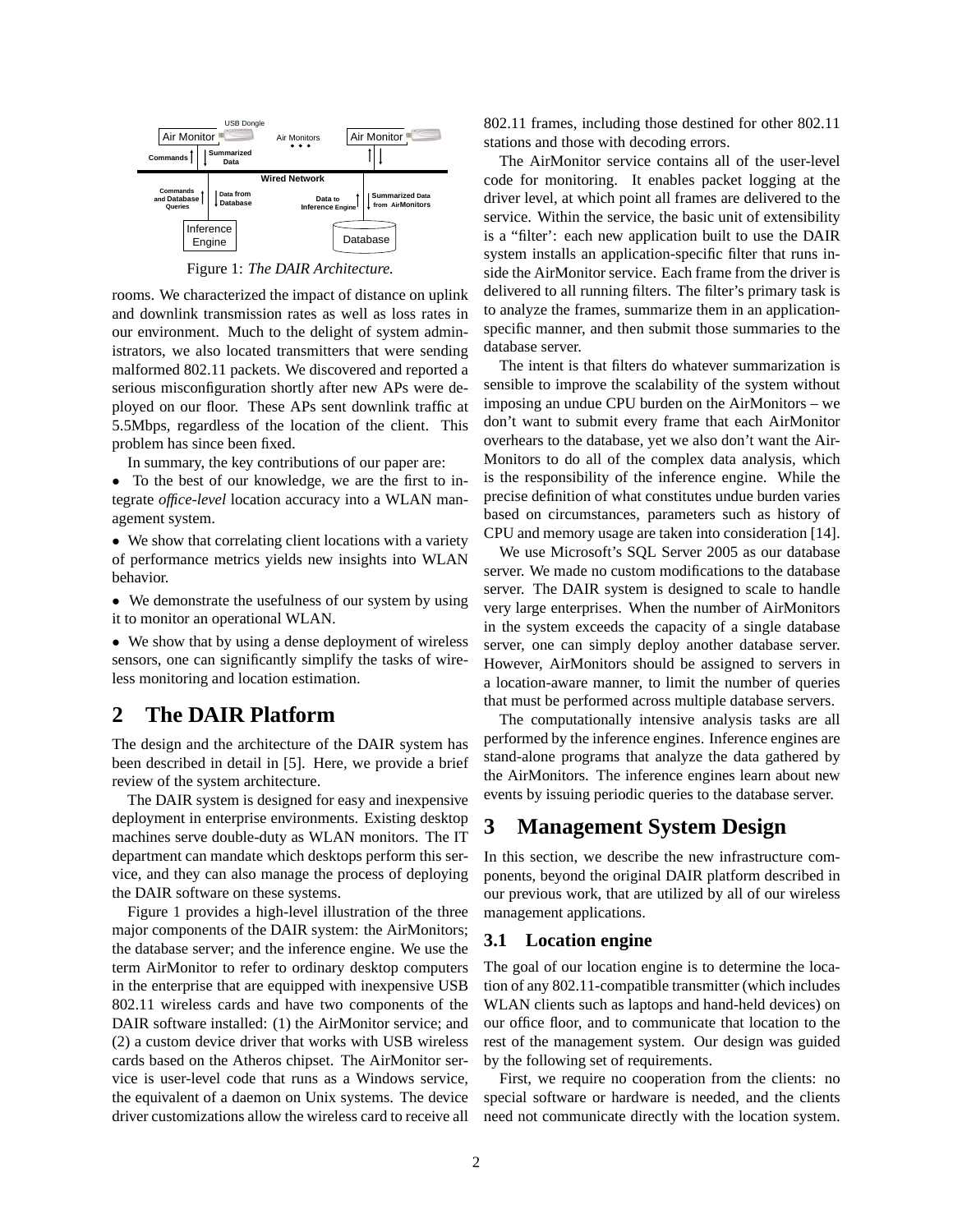Figure 1: *The DAIR Architecture.*

rooms. We characterized the impact of distance on uplink and downlink transmission rates as well as loss rates in our environment. Much to the delight of system administrators, we also located transmitters that were sending malformed 802.11 packets. We discovered and reported a serious misconfiguration shortly after new APs were deployed on our floor. These APs sent downlink traffic at 5.5Mbps, regardless of the location of the client. This problem has since been fixed.

In summary, the key contributions of our paper are:

- To the best of our knowledge, we are the first to integrate *office-level* location accuracy into a WLAN management system.
- We show that correlating client locations with a variety of performance metrics yields new insights into WLAN behavior.
- We demonstrate the usefulness of our system by using it to monitor an operational WLAN.
- We show that by using a dense deployment of wireless sensors, one can significantly simplify the tasks of wireless monitoring and location estimation.

# 2 The DAIR Platform

The design and the architecture of the DAIR system has been described in detail in [5]. Here, we provide a brief review of the system architecture.

The DAIR system is designed for easy and inexpensive deployment in enterprise environments. Existing desktop machines serve double-duty as WLAN monitors. The IT department can mandate which desktops perform this service, and they can also manage the process of deploying the DAIR software on these systems.

Figure 1 provides a high-level illustration of the three major components of the DAIR system: the AirMonitors; the database server; and the inference engine. We use the term AirMonitor to refer to ordinary desktop computers in the enterprise that are equipped with inexpensive USB 802.11 wireless cards and have two components of the DAIR software installed: (1) the AirMonitor service; and (2) a custom device driver that works with USB wireless cards based on the Atheros chipset. The AirMonitor service is user-level code that runs as a Windows service, the equivalent of a daemon on Unix systems. The device driver customizations allow the wireless card to receive all 802.11 frames, including those destined for other 802.11 stations and those with decoding errors.

The AirMonitor service contains all of the user-level code for monitoring. It enables packet logging at the driver level, at which point all frames are delivered to the service. Within the service, the basic unit of extensibility is a "filter": each new application built to use the DAIR system installs an application-specific filter that runs inside the AirMonitor service. Each frame from the driver is delivered to all running filters. The filter's primary task is to analyze the frames, summarize them in an application-specific manner, and then submit those summaries to the database server.

The intent is that filters do whatever summarization is sensible to improve the scalability of the system without imposing an undue CPU burden on the AirMonitors – we don't want to submit every frame that each AirMonitor overhears to the database, yet we also don't want the AirMonitors to do all of the complex data analysis, which is the responsibility of the inference engine. While the precise definition of what constitutes undue burden varies based on circumstances, parameters such as history of CPU and memory usage are taken into consideration [14].

We use Microsoft's SQL Server 2005 as our database server. We made no custom modifications to the database server. The DAIR system is designed to scale to handle very large enterprises. When the number of AirMonitors in the system exceeds the capacity of a single database server, one can simply deploy another database server. However, AirMonitors should be assigned to servers in a location-aware manner, to limit the number of queries that must be performed across multiple database servers.

The computationally intensive analysis tasks are all performed by the inference engines. Inference engines are stand-alone programs that analyze the data gathered by the AirMonitors. The inference engines learn about new events by issuing periodic queries to the database server.

# 3 Management System Design

In this section, we describe the new infrastructure components, beyond the original DAIR platform described in our previous work, that are utilized by all of our wireless management applications.

## 3.1 Location engine

The goal of our location engine is to determine the location of any 802.11-compatible transmitter (which includes WLAN clients such as laptops and hand-held devices) on our office floor, and to communicate that location to the rest of the management system. Our design was guided by the following set of requirements.

First, we require no cooperation from the clients: no special software or hardware is needed, and the clients need not communicate directly with the location system.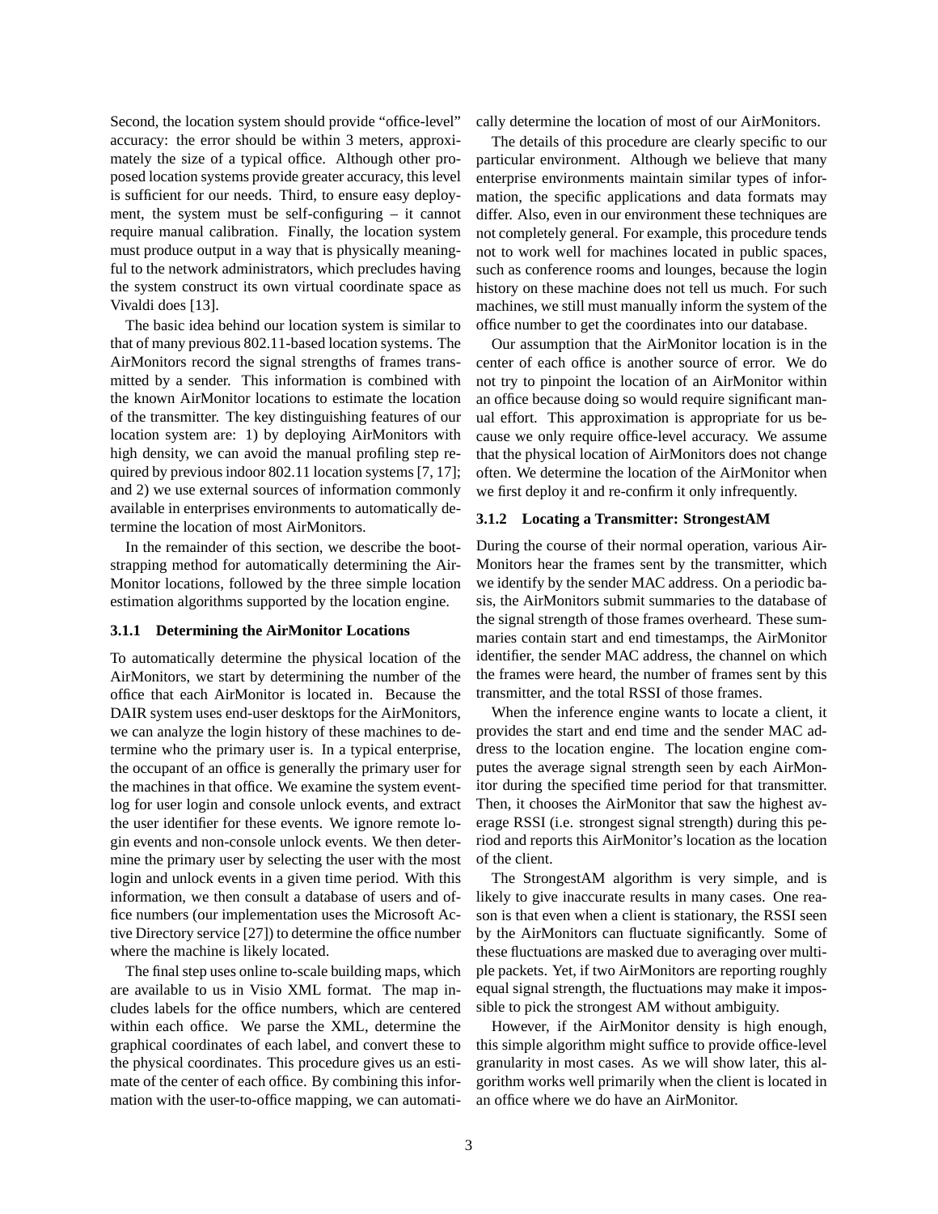Second, the location system should provide "office-level" accuracy: the error should be within 3 meters, approximately the size of a typical office. Although other proposed location systems provide greater accuracy, this level is sufficient for our needs. Third, to ensure easy deployment, the system must be self-configuring – it cannot require manual calibration. Finally, the location system must produce output in a way that is physically meaningful to the network administrators, which precludes having the system construct its own virtual coordinate space as Vivaldi does [13].

The basic idea behind our location system is similar to that of many previous 802.11-based location systems. The AirMonitors record the signal strengths of frames transmitted by a sender. This information is combined with the known AirMonitor locations to estimate the location of the transmitter. The key distinguishing features of our location system are: 1) by deploying AirMonitors with high density, we can avoid the manual profiling step required by previous indoor 802.11 location systems [7, 17]; and 2) we use external sources of information commonly available in enterprises environments to automatically determine the location of most AirMonitors.

In the remainder of this section, we describe the bootstrapping method for automatically determining the AirMonitor locations, followed by the three simple location estimation algorithms supported by the location engine.

### 3.1.1 Determining the AirMonitor Locations

To automatically determine the physical location of the AirMonitors, we start by determining the number of the office that each AirMonitor is located in. Because the DAIR system uses end-user desktops for the AirMonitors, we can analyze the login history of these machines to determine who the primary user is. In a typical enterprise, the occupant of an office is generally the primary user for the machines in that office. We examine the system event-log for user login and console unlock events, and extract the user identifier for these events. We ignore remote login events and non-console unlock events. We then determine the primary user by selecting the user with the most login and unlock events in a given time period. With this information, we then consult a database of users and office numbers (our implementation uses the Microsoft Active Directory service [27]) to determine the office number where the machine is likely located.

The final step uses online to-scale building maps, which are available to us in Visio XML format. The map includes labels for the office numbers, which are centered within each office. We parse the XML, determine the graphical coordinates of each label, and convert these to the physical coordinates. This procedure gives us an estimate of the center of each office. By combining this information with the user-to-office mapping, we can automatically determine the location of most of our AirMonitors.

The details of this procedure are clearly specific to our particular environment. Although we believe that many enterprise environments maintain similar types of information, the specific applications and data formats may differ. Also, even in our environment these techniques are not completely general. For example, this procedure tends not to work well for machines located in public spaces, such as conference rooms and lounges, because the login history on these machine does not tell us much. For such machines, we still must manually inform the system of the office number to get the coordinates into our database.

Our assumption that the AirMonitor location is in the center of each office is another source of error. We do not try to pinpoint the location of an AirMonitor within an office because doing so would require significant manual effort. This approximation is appropriate for us because we only require office-level accuracy. We assume that the physical location of AirMonitors does not change often. We determine the location of the AirMonitor when we first deploy it and re-confirm it only infrequently.

### 3.1.2 Locating a Transmitter: StrongestAM

During the course of their normal operation, various AirMonitors hear the frames sent by the transmitter, which we identify by the sender MAC address. On a periodic basis, the AirMonitors submit summaries to the database of the signal strength of those frames overheard. These summaries contain start and end timestamps, the AirMonitor identifier, the sender MAC address, the channel on which the frames were heard, the number of frames sent by this transmitter, and the total RSSI of those frames.

When the inference engine wants to locate a client, it provides the start and end time and the sender MAC address to the location engine. The location engine computes the average signal strength seen by each AirMonitor during the specified time period for that transmitter. Then, it chooses the AirMonitor that saw the highest average RSSI (i.e. strongest signal strength) during this period and reports this AirMonitor's location as the location of the client.

The StrongestAM algorithm is very simple, and is likely to give inaccurate results in many cases. One reason is that even when a client is stationary, the RSSI seen by the AirMonitors can fluctuate significantly. Some of these fluctuations are masked due to averaging over multiple packets. Yet, if two AirMonitors are reporting roughly equal signal strength, the fluctuations may make it impossible to pick the strongest AM without ambiguity.

However, if the AirMonitor density is high enough, this simple algorithm might suffice to provide office-level granularity in most cases. As we will show later, this algorithm works well primarily when the client is located in an office where we do have an AirMonitor.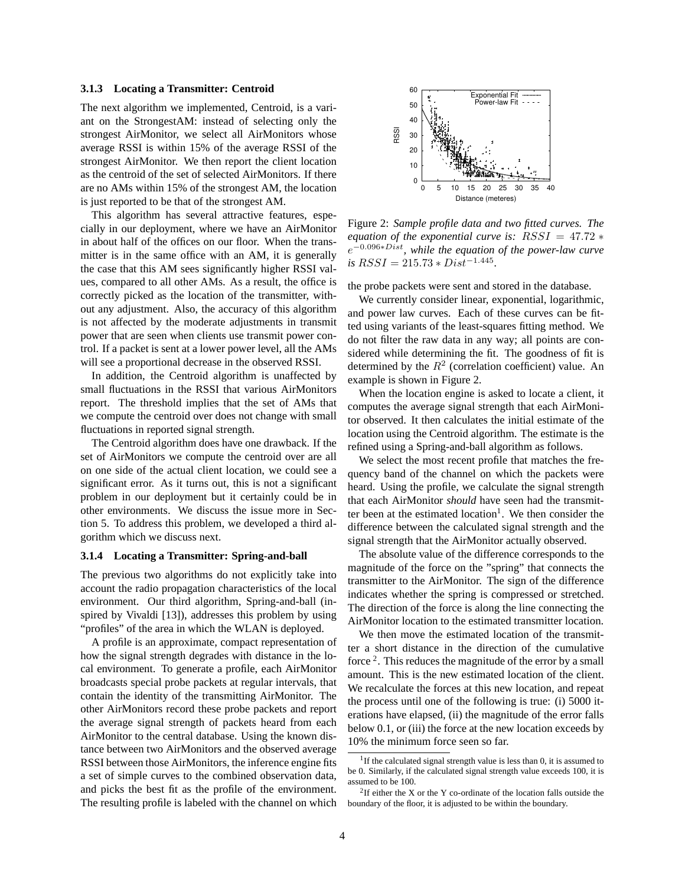### 3.1.3 Locating a Transmitter: Centroid

The next algorithm we implemented, Centroid, is a variant on the StrongestAM: instead of selecting only the strongest AirMonitor, we select all AirMonitors whose average RSSI is within 15% of the average RSSI of the strongest AirMonitor. We then report the client location as the centroid of the set of selected AirMonitors. If there are no AMs within 15% of the strongest AM, the location is just reported to be that of the strongest AM.

This algorithm has several attractive features, especially in our deployment, where we have an AirMonitor in about half of the offices on our floor. When the transmitter is in the same office with an AM, it is generally the case that this AM sees significantly higher RSSI values, compared to all other AMs. As a result, the office is correctly picked as the location of the transmitter, without any adjustment. Also, the accuracy of this algorithm is not affected by the moderate adjustments in transmit power that are seen when clients use transmit power control. If a packet is sent at a lower power level, all the AMs will see a proportional decrease in the observed RSSI.

In addition, the Centroid algorithm is unaffected by small fluctuations in the RSSI that various AirMonitors report. The threshold implies that the set of AMs that we compute the centroid over does not change with small fluctuations in reported signal strength.

The Centroid algorithm does have one drawback. If the set of AirMonitors we compute the centroid over are all on one side of the actual client location, we could see a significant error. As it turns out, this is not a significant problem in our deployment but it certainly could be in other environments. We discuss the issue more in Section 5. To address this problem, we developed a third algorithm which we discuss next.

### 3.1.4 Locating a Transmitter: Spring-and-ball

The previous two algorithms do not explicitly take into account the radio propagation characteristics of the local environment. Our third algorithm, Spring-and-ball (inspired by Vivaldi [13]), addresses this problem by using "profiles" of the area in which the WLAN is deployed.

A profile is an approximate, compact representation of how the signal strength degrades with distance in the local environment. To generate a profile, each AirMonitor broadcasts special probe packets at regular intervals, that contain the identity of the transmitting AirMonitor. The other AirMonitors record these probe packets and report the average signal strength of packets heard from each AirMonitor to the central database. Using the known distance between two AirMonitors and the observed average RSSI between those AirMonitors, the inference engine fits a set of simple curves to the combined observation data, and picks the best fit as the profile of the environment. The resulting profile is labeled with the channel on which the probe packets were sent and stored in the database.

Figure 2: *Sample profile data and two fitted curves. The equation of the exponential curve is:* $RSSI = 47.72 * e^{-0.096*Dist}$*, while the equation of the power-law curve is* $RSSI = 215.73 * Dist^{-1.445}$.

We currently consider linear, exponential, logarithmic, and power law curves. Each of these curves can be fitted using variants of the least-squares fitting method. We do not filter the raw data in any way; all points are considered while determining the fit. The goodness of fit is determined by the $R^2$ (correlation coefficient) value. An example is shown in Figure 2.

When the location engine is asked to locate a client, it computes the average signal strength that each AirMonitor observed. It then calculates the initial estimate of the location using the Centroid algorithm. The estimate is the refined using a Spring-and-ball algorithm as follows.

We select the most recent profile that matches the frequency band of the channel on which the packets were heard. Using the profile, we calculate the signal strength that each AirMonitor *should* have seen had the transmitter been at the estimated location[1]. We then consider the difference between the calculated signal strength and the signal strength that the AirMonitor actually observed.

The absolute value of the difference corresponds to the magnitude of the force on the "spring" that connects the transmitter to the AirMonitor. The sign of the difference indicates whether the spring is compressed or stretched. The direction of the force is along the line connecting the AirMonitor location to the estimated transmitter location.

We then move the estimated location of the transmitter a short distance in the direction of the cumulative force [2]. This reduces the magnitude of the error by a small amount. This is the new estimated location of the client. We recalculate the forces at this new location, and repeat the process until one of the following is true: (i) 5000 iterations have elapsed, (ii) the magnitude of the error falls below 0.1, or (iii) the force at the new location exceeds by 10% the minimum force seen so far.

[1] If the calculated signal strength value is less than 0, it is assumed to be 0. Similarly, if the calculated signal strength value exceeds 100, it is assumed to be 100.

[2] If either the X or the Y co-ordinate of the location falls outside the boundary of the floor, it is adjusted to be within the boundary.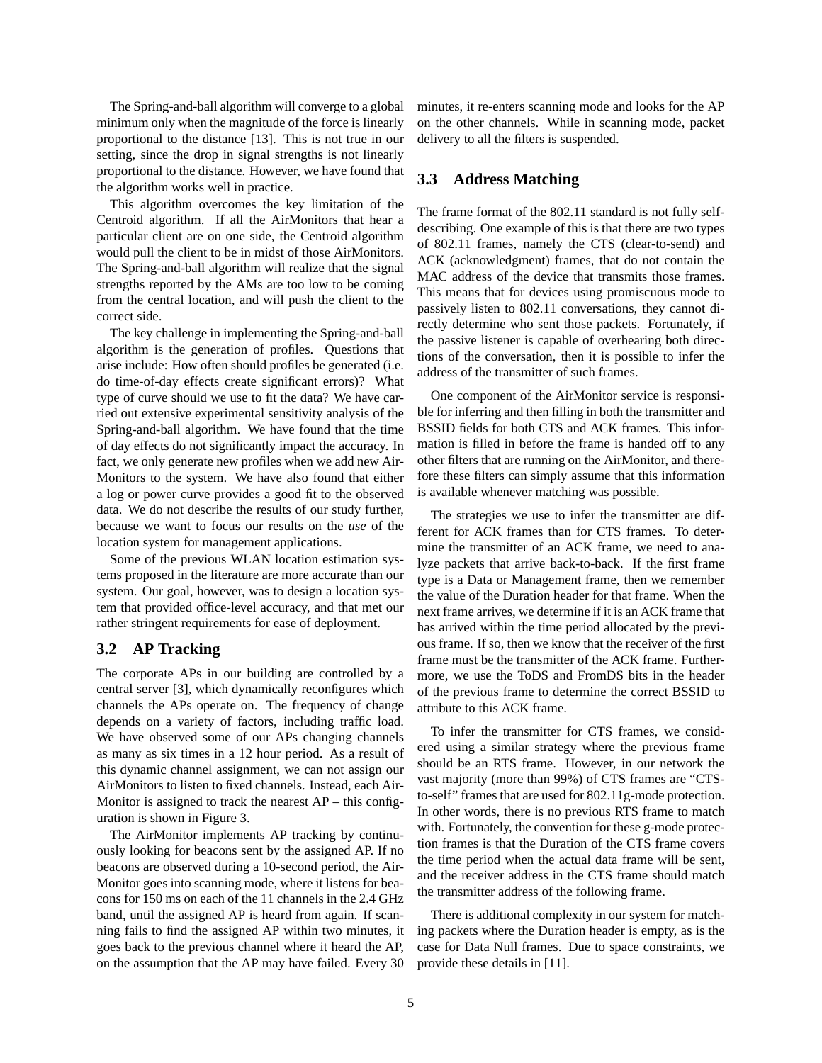The Spring-and-ball algorithm will converge to a global minimum only when the magnitude of the force is linearly proportional to the distance [13]. This is not true in our setting, since the drop in signal strengths is not linearly proportional to the distance. However, we have found that the algorithm works well in practice.

This algorithm overcomes the key limitation of the Centroid algorithm. If all the AirMonitors that hear a particular client are on one side, the Centroid algorithm would pull the client to be in midst of those AirMonitors. The Spring-and-ball algorithm will realize that the signal strengths reported by the AMs are too low to be coming from the central location, and will push the client to the correct side.

The key challenge in implementing the Spring-and-ball algorithm is the generation of profiles. Questions that arise include: How often should profiles be generated (i.e. do time-of-day effects create significant errors)? What type of curve should we use to fit the data? We have carried out extensive experimental sensitivity analysis of the Spring-and-ball algorithm. We have found that the time of day effects do not significantly impact the accuracy. In fact, we only generate new profiles when we add new AirMonitors to the system. We have also found that either a log or power curve provides a good fit to the observed data. We do not describe the results of our study further, because we want to focus our results on the *use* of the location system for management applications.

Some of the previous WLAN location estimation systems proposed in the literature are more accurate than our system. Our goal, however, was to design a location system that provided office-level accuracy, and that met our rather stringent requirements for ease of deployment.

## 3.2 AP Tracking

The corporate APs in our building are controlled by a central server [3], which dynamically reconfigures which channels the APs operate on. The frequency of change depends on a variety of factors, including traffic load. We have observed some of our APs changing channels as many as six times in a 12 hour period. As a result of this dynamic channel assignment, we can not assign our AirMonitors to listen to fixed channels. Instead, each AirMonitor is assigned to track the nearest AP – this configuration is shown in Figure 3.

The AirMonitor implements AP tracking by continuously looking for beacons sent by the assigned AP. If no beacons are observed during a 10-second period, the AirMonitor goes into scanning mode, where it listens for beacons for 150 ms on each of the 11 channels in the 2.4 GHz band, until the assigned AP is heard from again. If scanning fails to find the assigned AP within two minutes, it goes back to the previous channel where it heard the AP, on the assumption that the AP may have failed. Every 30 minutes, it re-enters scanning mode and looks for the AP on the other channels. While in scanning mode, packet delivery to all the filters is suspended.

## 3.3 Address Matching

The frame format of the 802.11 standard is not fully self-describing. One example of this is that there are two types of 802.11 frames, namely the CTS (clear-to-send) and ACK (acknowledgment) frames, that do not contain the MAC address of the device that transmits those frames. This means that for devices using promiscuous mode to passively listen to 802.11 conversations, they cannot directly determine who sent those packets. Fortunately, if the passive listener is capable of overhearing both directions of the conversation, then it is possible to infer the address of the transmitter of such frames.

One component of the AirMonitor service is responsible for inferring and then filling in both the transmitter and BSSID fields for both CTS and ACK frames. This information is filled in before the frame is handed off to any other filters that are running on the AirMonitor, and therefore these filters can simply assume that this information is available whenever matching was possible.

The strategies we use to infer the transmitter are different for ACK frames than for CTS frames. To determine the transmitter of an ACK frame, we need to analyze packets that arrive back-to-back. If the first frame type is a Data or Management frame, then we remember the value of the Duration header for that frame. When the next frame arrives, we determine if it is an ACK frame that has arrived within the time period allocated by the previous frame. If so, then we know that the receiver of the first frame must be the transmitter of the ACK frame. Furthermore, we use the ToDS and FromDS bits in the header of the previous frame to determine the correct BSSID to attribute to this ACK frame.

To infer the transmitter for CTS frames, we considered using a similar strategy where the previous frame should be an RTS frame. However, in our network the vast majority (more than 99%) of CTS frames are "CTS-to-self" frames that are used for 802.11g-mode protection. In other words, there is no previous RTS frame to match with. Fortunately, the convention for these g-mode protection frames is that the Duration of the CTS frame covers the time period when the actual data frame will be sent, and the receiver address in the CTS frame should match the transmitter address of the following frame.

There is additional complexity in our system for matching packets where the Duration header is empty, as is the case for Data Null frames. Due to space constraints, we provide these details in [11].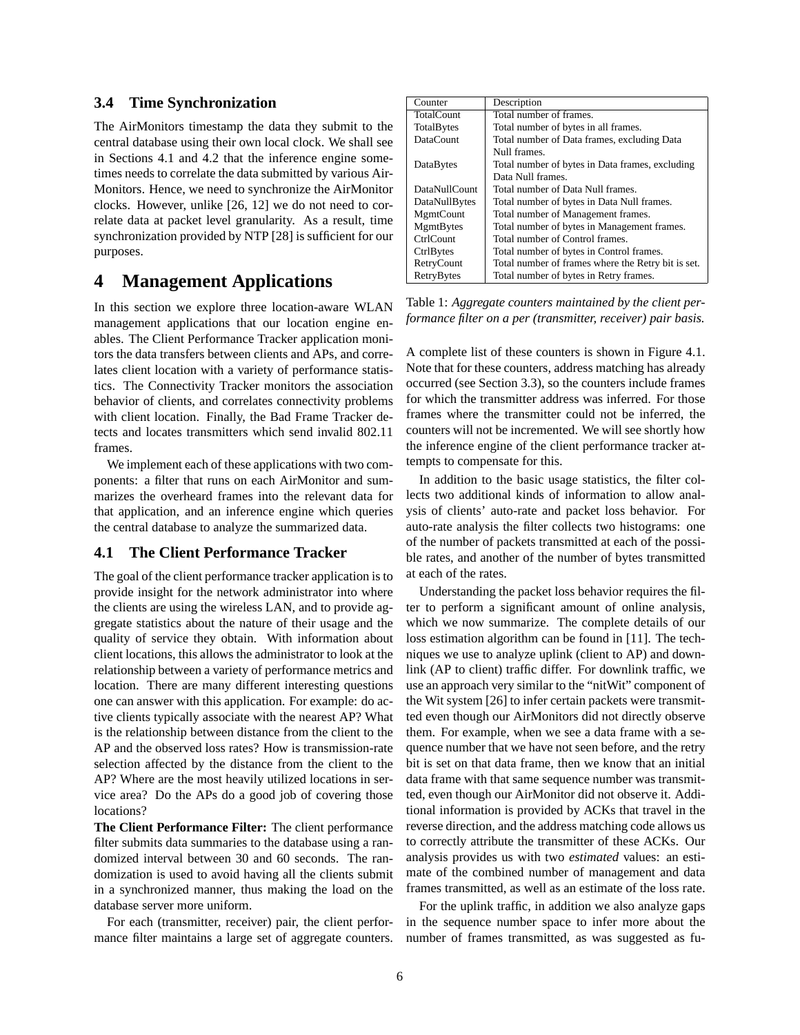## 3.4 Time Synchronization

The AirMonitors timestamp the data they submit to the central database using their own local clock. We shall see in Sections 4.1 and 4.2 that the inference engine sometimes needs to correlate the data submitted by various AirMonitors. Hence, we need to synchronize the AirMonitor clocks. However, unlike [26, 12] we do not need to correlate data at packet level granularity. As a result, time synchronization provided by NTP [28] is sufficient for our purposes.

# 4 Management Applications

In this section we explore three location-aware WLAN management applications that our location engine enables. The Client Performance Tracker application monitors the data transfers between clients and APs, and correlates client location with a variety of performance statistics. The Connectivity Tracker monitors the association behavior of clients, and correlates connectivity problems with client location. Finally, the Bad Frame Tracker detects and locates transmitters which send invalid 802.11 frames.

We implement each of these applications with two components: a filter that runs on each AirMonitor and summarizes the overheard frames into the relevant data for that application, and an inference engine which queries the central database to analyze the summarized data.

## 4.1 The Client Performance Tracker

The goal of the client performance tracker application is to provide insight for the network administrator into where the clients are using the wireless LAN, and to provide aggregate statistics about the nature of their usage and the quality of service they obtain. With information about client locations, this allows the administrator to look at the relationship between a variety of performance metrics and location. There are many different interesting questions one can answer with this application. For example: do active clients typically associate with the nearest AP? What is the relationship between distance from the client to the AP and the observed loss rates? How is transmission-rate selection affected by the distance from the client to the AP? Where are the most heavily utilized locations in service area? Do the APs do a good job of covering those locations?

**The Client Performance Filter:** The client performance filter submits data summaries to the database using a randomized interval between 30 and 60 seconds. The randomization is used to avoid having all the clients submit in a synchronized manner, thus making the load on the database server more uniform.

For each (transmitter, receiver) pair, the client performance filter maintains a large set of aggregate counters.

| Counter | Description |
|---|---|
| TotalCount | Total number of frames. |
| TotalBytes | Total number of bytes in all frames. |
| DataCount | Total number of Data frames, excluding Data Null frames. |
| DataBytes | Total number of bytes in Data frames, excluding Data Null frames. |
| DataNullCount | Total number of Data Null frames. |
| DataNullBytes | Total number of bytes in Data Null frames. |
| MgmtCount | Total number of Management frames. |
| MgmtBytes | Total number of bytes in Management frames. |
| CtrlCount | Total number of Control frames. |
| CtrlBytes | Total number of bytes in Control frames. |
| RetryCount | Total number of frames where the Retry bit is set. |
| RetryBytes | Total number of bytes in Retry frames. |

Table 1: *Aggregate counters maintained by the client performance filter on a per (transmitter, receiver) pair basis.*

A complete list of these counters is shown in Figure 4.1. Note that for these counters, address matching has already occurred (see Section 3.3), so the counters include frames for which the transmitter address was inferred. For those frames where the transmitter could not be inferred, the counters will not be incremented. We will see shortly how the inference engine of the client performance tracker attempts to compensate for this.

In addition to the basic usage statistics, the filter collects two additional kinds of information to allow analysis of clients' auto-rate and packet loss behavior. For auto-rate analysis the filter collects two histograms: one of the number of packets transmitted at each of the possible rates, and another of the number of bytes transmitted at each of the rates.

Understanding the packet loss behavior requires the filter to perform a significant amount of online analysis, which we now summarize. The complete details of our loss estimation algorithm can be found in [11]. The techniques we use to analyze uplink (client to AP) and downlink (AP to client) traffic differ. For downlink traffic, we use an approach very similar to the "nitWit" component of the Wit system [26] to infer certain packets were transmitted even though our AirMonitors did not directly observe them. For example, when we see a data frame with a sequence number that we have not seen before, and the retry bit is set on that data frame, then we know that an initial data frame with that same sequence number was transmitted, even though our AirMonitor did not observe it. Additional information is provided by ACKs that travel in the reverse direction, and the address matching code allows us to correctly attribute the transmitter of these ACKs. Our analysis provides us with two *estimated* values: an estimate of the combined number of management and data frames transmitted, as well as an estimate of the loss rate.

For the uplink traffic, in addition we also analyze gaps in the sequence number space to infer more about the number of frames transmitted, as was suggested as fu-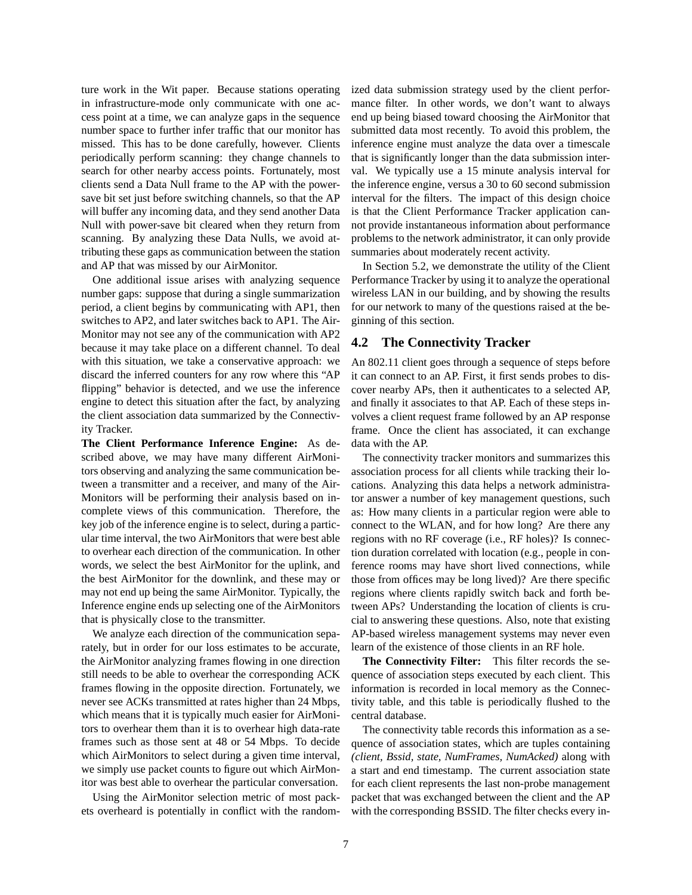ture work in the Wit paper. Because stations operating in infrastructure-mode only communicate with one access point at a time, we can analyze gaps in the sequence number space to further infer traffic that our monitor has missed. This has to be done carefully, however. Clients periodically perform scanning: they change channels to search for other nearby access points. Fortunately, most clients send a Data Null frame to the AP with the power-save bit set just before switching channels, so that the AP will buffer any incoming data, and they send another Data Null with power-save bit cleared when they return from scanning. By analyzing these Data Nulls, we avoid attributing these gaps as communication between the station and AP that was missed by our AirMonitor.

One additional issue arises with analyzing sequence number gaps: suppose that during a single summarization period, a client begins by communicating with AP1, then switches to AP2, and later switches back to AP1. The AirMonitor may not see any of the communication with AP2 because it may take place on a different channel. To deal with this situation, we take a conservative approach: we discard the inferred counters for any row where this "AP flipping" behavior is detected, and we use the inference engine to detect this situation after the fact, by analyzing the client association data summarized by the Connectivity Tracker.

**The Client Performance Inference Engine:** As described above, we may have many different AirMonitors observing and analyzing the same communication between a transmitter and a receiver, and many of the AirMonitors will be performing their analysis based on incomplete views of this communication. Therefore, the key job of the inference engine is to select, during a particular time interval, the two AirMonitors that were best able to overhear each direction of the communication. In other words, we select the best AirMonitor for the uplink, and the best AirMonitor for the downlink, and these may or may not end up being the same AirMonitor. Typically, the Inference engine ends up selecting one of the AirMonitors that is physically close to the transmitter.

We analyze each direction of the communication separately, but in order for our loss estimates to be accurate, the AirMonitor analyzing frames flowing in one direction still needs to be able to overhear the corresponding ACK frames flowing in the opposite direction. Fortunately, we never see ACKs transmitted at rates higher than 24 Mbps, which means that it is typically much easier for AirMonitors to overhear them than it is to overhear high data-rate frames such as those sent at 48 or 54 Mbps. To decide which AirMonitors to select during a given time interval, we simply use packet counts to figure out which AirMonitor was best able to overhear the particular conversation.

Using the AirMonitor selection metric of most packets overheard is potentially in conflict with the randomized data submission strategy used by the client performance filter. In other words, we don't want to always end up being biased toward choosing the AirMonitor that submitted data most recently. To avoid this problem, the inference engine must analyze the data over a timescale that is significantly longer than the data submission interval. We typically use a 15 minute analysis interval for the inference engine, versus a 30 to 60 second submission interval for the filters. The impact of this design choice is that the Client Performance Tracker application cannot provide instantaneous information about performance problems to the network administrator, it can only provide summaries about moderately recent activity.

In Section 5.2, we demonstrate the utility of the Client Performance Tracker by using it to analyze the operational wireless LAN in our building, and by showing the results for our network to many of the questions raised at the beginning of this section.

## 4.2 The Connectivity Tracker

An 802.11 client goes through a sequence of steps before it can connect to an AP. First, it first sends probes to discover nearby APs, then it authenticates to a selected AP, and finally it associates to that AP. Each of these steps involves a client request frame followed by an AP response frame. Once the client has associated, it can exchange data with the AP.

The connectivity tracker monitors and summarizes this association process for all clients while tracking their locations. Analyzing this data helps a network administrator answer a number of key management questions, such as: How many clients in a particular region were able to connect to the WLAN, and for how long? Are there any regions with no RF coverage (i.e., RF holes)? Is connection duration correlated with location (e.g., people in conference rooms may have short lived connections, while those from offices may be long lived)? Are there specific regions where clients rapidly switch back and forth between APs? Understanding the location of clients is crucial to answering these questions. Also, note that existing AP-based wireless management systems may never even learn of the existence of those clients in an RF hole.

**The Connectivity Filter:** This filter records the sequence of association steps executed by each client. This information is recorded in local memory as the Connectivity table, and this table is periodically flushed to the central database.

The connectivity table records this information as a sequence of association states, which are tuples containing *(client, Bssid, state, NumFrames, NumAcked)* along with a start and end timestamp. The current association state for each client represents the last non-probe management packet that was exchanged between the client and the AP with the corresponding BSSID. The filter checks every in-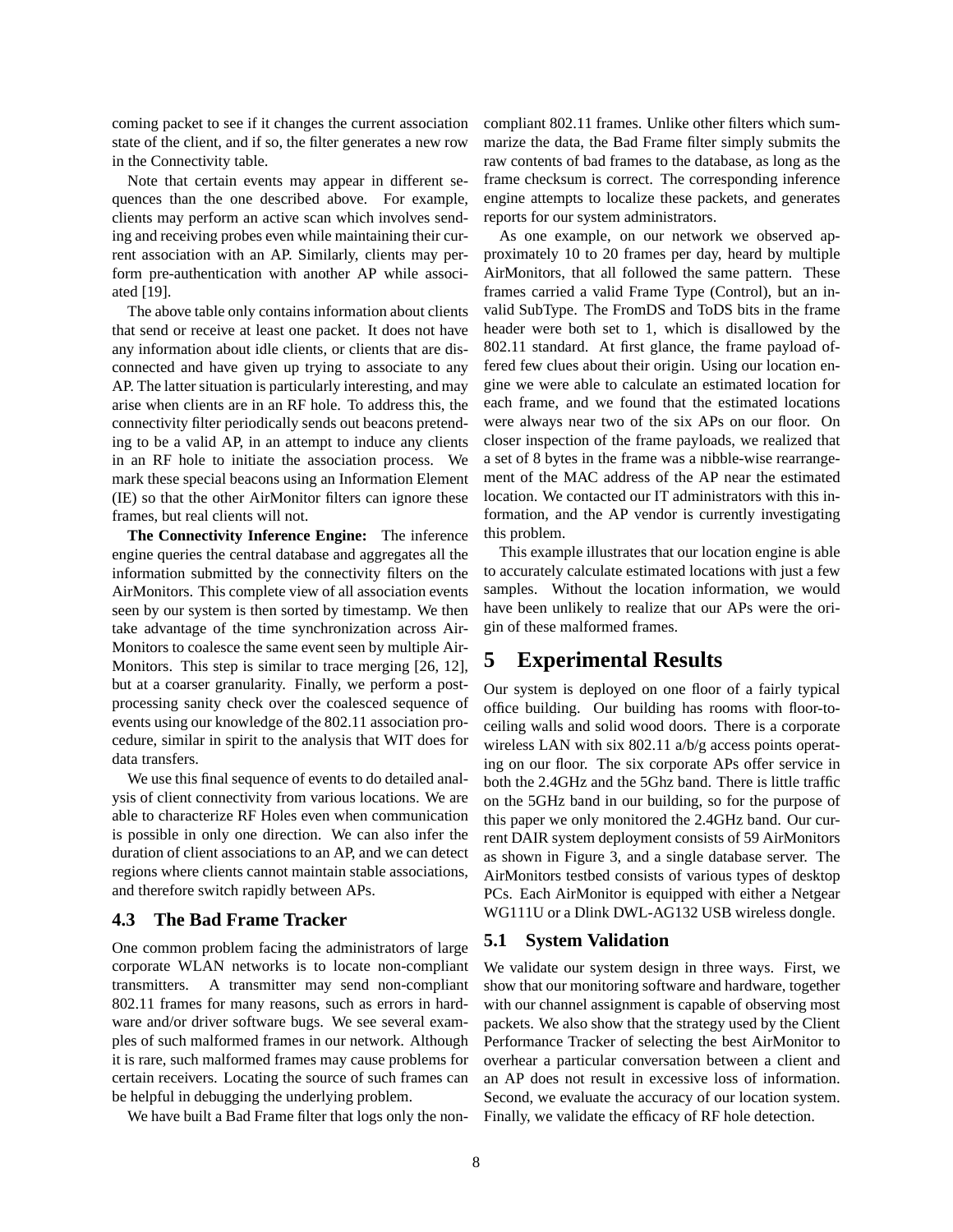coming packet to see if it changes the current association state of the client, and if so, the filter generates a new row in the Connectivity table.

Note that certain events may appear in different sequences than the one described above. For example, clients may perform an active scan which involves sending and receiving probes even while maintaining their current association with an AP. Similarly, clients may perform pre-authentication with another AP while associated [19].

The above table only contains information about clients that send or receive at least one packet. It does not have any information about idle clients, or clients that are disconnected and have given up trying to associate to any AP. The latter situation is particularly interesting, and may arise when clients are in an RF hole. To address this, the connectivity filter periodically sends out beacons pretending to be a valid AP, in an attempt to induce any clients in an RF hole to initiate the association process. We mark these special beacons using an Information Element (IE) so that the other AirMonitor filters can ignore these frames, but real clients will not.

**The Connectivity Inference Engine:** The inference engine queries the central database and aggregates all the information submitted by the connectivity filters on the AirMonitors. This complete view of all association events seen by our system is then sorted by timestamp. We then take advantage of the time synchronization across AirMonitors to coalesce the same event seen by multiple AirMonitors. This step is similar to trace merging [26, 12], but at a coarser granularity. Finally, we perform a post-processing sanity check over the coalesced sequence of events using our knowledge of the 802.11 association procedure, similar in spirit to the analysis that WIT does for data transfers.

We use this final sequence of events to do detailed analysis of client connectivity from various locations. We are able to characterize RF Holes even when communication is possible in only one direction. We can also infer the duration of client associations to an AP, and we can detect regions where clients cannot maintain stable associations, and therefore switch rapidly between APs.

### 4.3 The Bad Frame Tracker

One common problem facing the administrators of large corporate WLAN networks is to locate non-compliant transmitters. A transmitter may send non-compliant 802.11 frames for many reasons, such as errors in hardware and/or driver software bugs. We see several examples of such malformed frames in our network. Although it is rare, such malformed frames may cause problems for certain receivers. Locating the source of such frames can be helpful in debugging the underlying problem.

We have built a Bad Frame filter that logs only the non-compliant 802.11 frames. Unlike other filters which summarize the data, the Bad Frame filter simply submits the raw contents of bad frames to the database, as long as the frame checksum is correct. The corresponding inference engine attempts to localize these packets, and generates reports for our system administrators.

As one example, on our network we observed approximately 10 to 20 frames per day, heard by multiple AirMonitors, that all followed the same pattern. These frames carried a valid Frame Type (Control), but an invalid SubType. The FromDS and ToDS bits in the frame header were both set to 1, which is disallowed by the 802.11 standard. At first glance, the frame payload offered few clues about their origin. Using our location engine we were able to calculate an estimated location for each frame, and we found that the estimated locations were always near two of the six APs on our floor. On closer inspection of the frame payloads, we realized that a set of 8 bytes in the frame was a nibble-wise rearrangement of the MAC address of the AP near the estimated location. We contacted our IT administrators with this information, and the AP vendor is currently investigating this problem.

This example illustrates that our location engine is able to accurately calculate estimated locations with just a few samples. Without the location information, we would have been unlikely to realize that our APs were the origin of these malformed frames.

# 5 Experimental Results

Our system is deployed on one floor of a fairly typical office building. Our building has rooms with floor-to-ceiling walls and solid wood doors. There is a corporate wireless LAN with six 802.11 a/b/g access points operating on our floor. The six corporate APs offer service in both the 2.4GHz and the 5Ghz band. There is little traffic on the 5GHz band in our building, so for the purpose of this paper we only monitored the 2.4GHz band. Our current DAIR system deployment consists of 59 AirMonitors as shown in Figure 3, and a single database server. The AirMonitors testbed consists of various types of desktop PCs. Each AirMonitor is equipped with either a Netgear WG111U or a Dlink DWL-AG132 USB wireless dongle.

### 5.1 System Validation

We validate our system design in three ways. First, we show that our monitoring software and hardware, together with our channel assignment is capable of observing most packets. We also show that the strategy used by the Client Performance Tracker of selecting the best AirMonitor to overhear a particular conversation between a client and an AP does not result in excessive loss of information. Second, we evaluate the accuracy of our location system. Finally, we validate the efficacy of RF hole detection.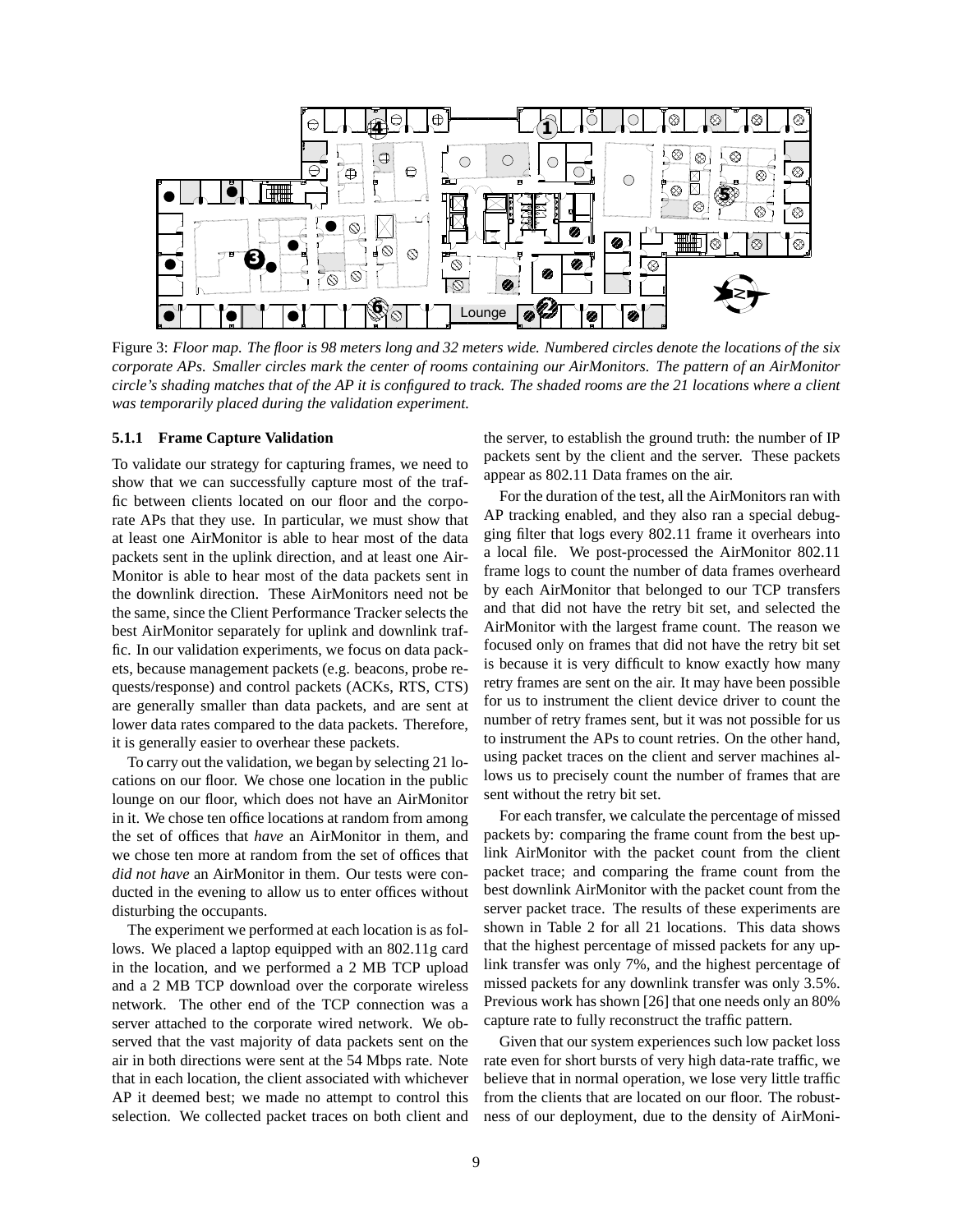Figure 3: *Floor map. The floor is 98 meters long and 32 meters wide. Numbered circles denote the locations of the six corporate APs. Smaller circles mark the center of rooms containing our AirMonitors. The pattern of an AirMonitor circle's shading matches that of the AP it is configured to track. The shaded rooms are the 21 locations where a client was temporarily placed during the validation experiment.*

#### 5.1.1 Frame Capture Validation

To validate our strategy for capturing frames, we need to show that we can successfully capture most of the traffic between clients located on our floor and the corporate APs that they use. In particular, we must show that at least one AirMonitor is able to hear most of the data packets sent in the uplink direction, and at least one AirMonitor is able to hear most of the data packets sent in the downlink direction. These AirMonitors need not be the same, since the Client Performance Tracker selects the best AirMonitor separately for uplink and downlink traffic. In our validation experiments, we focus on data packets, because management packets (e.g. beacons, probe requests/response) and control packets (ACKs, RTS, CTS) are generally smaller than data packets, and are sent at lower data rates compared to the data packets. Therefore, it is generally easier to overhear these packets.

To carry out the validation, we began by selecting 21 locations on our floor. We chose one location in the public lounge on our floor, which does not have an AirMonitor in it. We chose ten office locations at random from among the set of offices that *have* an AirMonitor in them, and we chose ten more at random from the set of offices that *did not have* an AirMonitor in them. Our tests were conducted in the evening to allow us to enter offices without disturbing the occupants.

The experiment we performed at each location is as follows. We placed a laptop equipped with an 802.11g card in the location, and we performed a 2 MB TCP upload and a 2 MB TCP download over the corporate wireless network. The other end of the TCP connection was a server attached to the corporate wired network. We observed that the vast majority of data packets sent on the air in both directions were sent at the 54 Mbps rate. Note that in each location, the client associated with whichever AP it deemed best; we made no attempt to control this selection. We collected packet traces on both client and the server, to establish the ground truth: the number of IP packets sent by the client and the server. These packets appear as 802.11 Data frames on the air.

For the duration of the test, all the AirMonitors ran with AP tracking enabled, and they also ran a special debugging filter that logs every 802.11 frame it overhears into a local file. We post-processed the AirMonitor 802.11 frame logs to count the number of data frames overheard by each AirMonitor that belonged to our TCP transfers and that did not have the retry bit set, and selected the AirMonitor with the largest frame count. The reason we focused only on frames that did not have the retry bit set is because it is very difficult to know exactly how many retry frames are sent on the air. It may have been possible for us to instrument the client device driver to count the number of retry frames sent, but it was not possible for us to instrument the APs to count retries. On the other hand, using packet traces on the client and server machines allows us to precisely count the number of frames that are sent without the retry bit set.

For each transfer, we calculate the percentage of missed packets by: comparing the frame count from the best uplink AirMonitor with the packet count from the client packet trace; and comparing the frame count from the best downlink AirMonitor with the packet count from the server packet trace. The results of these experiments are shown in Table 2 for all 21 locations. This data shows that the highest percentage of missed packets for any uplink transfer was only 7%, and the highest percentage of missed packets for any downlink transfer was only 3.5%. Previous work has shown [26] that one needs only an 80% capture rate to fully reconstruct the traffic pattern.

Given that our system experiences such low packet loss rate even for short bursts of very high data-rate traffic, we believe that in normal operation, we lose very little traffic from the clients that are located on our floor. The robustness of our deployment, due to the density of AirMoni-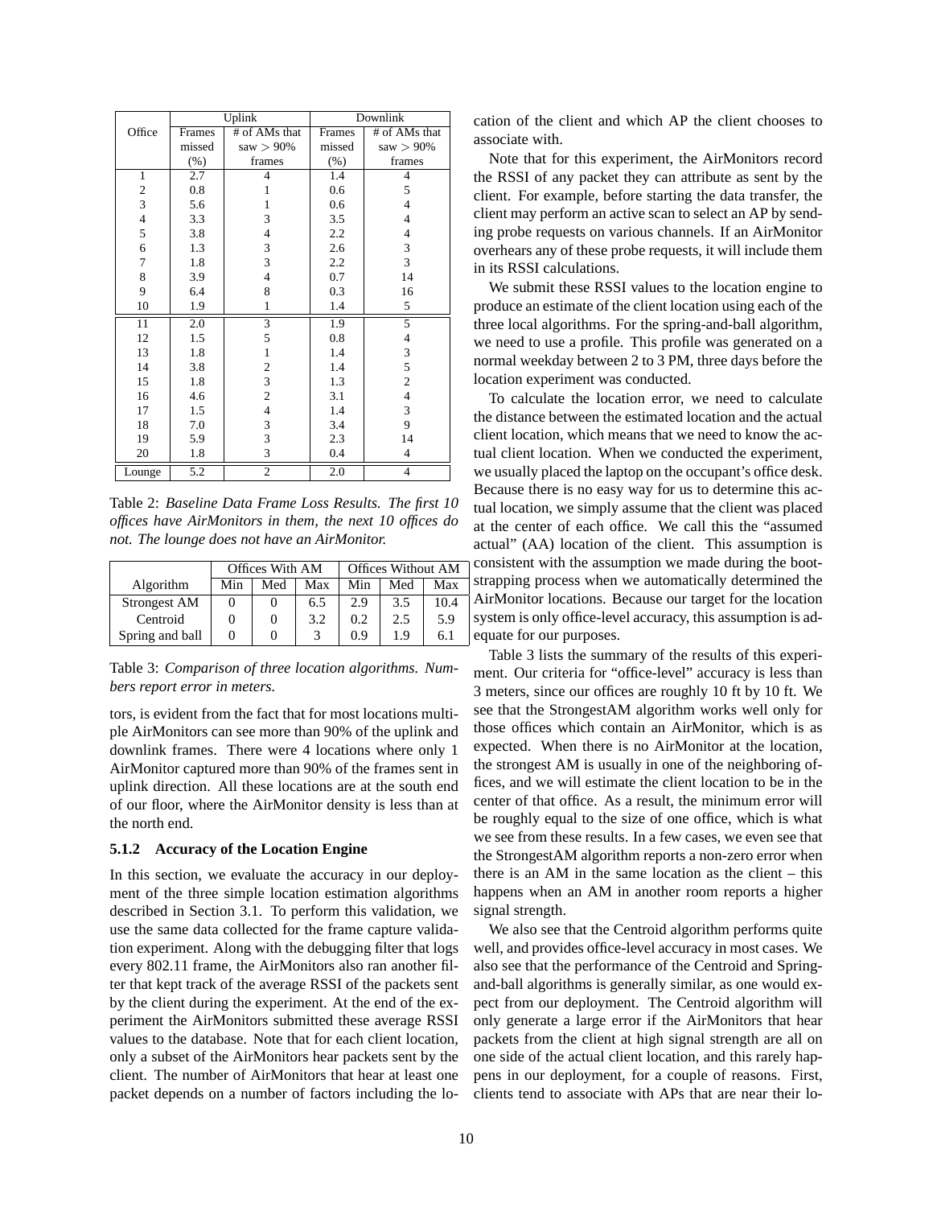| Office | Uplink | | Downlink | |
|---|---|---|---|---|
| | Frames missed (%) | # of AMs that saw > 90% frames | Frames missed (%) | # of AMs that saw > 90% frames |
| 1 | 2.7 | 4 | 1.4 | 4 |
| 2 | 0.8 | 1 | 0.6 | 5 |
| 3 | 5.6 | 1 | 0.6 | 4 |
| 4 | 3.3 | 3 | 3.5 | 4 |
| 5 | 3.8 | 4 | 2.2 | 4 |
| 6 | 1.3 | 3 | 2.6 | 3 |
| 7 | 1.8 | 3 | 2.2 | 3 |
| 8 | 3.9 | 4 | 0.7 | 14 |
| 9 | 6.4 | 8 | 0.3 | 16 |
| 10 | 1.9 | 1 | 1.4 | 5 |
| 11 | 2.0 | 3 | 1.9 | 5 |
| 12 | 1.5 | 5 | 0.8 | 4 |
| 13 | 1.8 | 1 | 1.4 | 3 |
| 14 | 3.8 | 2 | 1.4 | 5 |
| 15 | 1.8 | 3 | 1.3 | 2 |
| 16 | 4.6 | 2 | 3.1 | 4 |
| 17 | 1.5 | 4 | 1.4 | 3 |
| 18 | 7.0 | 3 | 3.4 | 9 |
| 19 | 5.9 | 3 | 2.3 | 14 |
| 20 | 1.8 | 3 | 0.4 | 4 |
| Lounge | 5.2 | 2 | 2.0 | 4 |

Table 2: *Baseline Data Frame Loss Results. The first 10 offices have AirMonitors in them, the next 10 offices do not. The lounge does not have an AirMonitor.*

| Algorithm | Offices With AM | | | Offices Without AM | | |
|---|---|---|---|---|---|---|
| | Min | Med | Max | Min | Med | Max |
| Strongest AM | 0 | 0 | 6.5 | 2.9 | 3.5 | 10.4 |
| Centroid | 0 | 0 | 3.2 | 0.2 | 2.5 | 5.9 |
| Spring and ball | 0 | 0 | 3 | 0.9 | 1.9 | 6.1 |

Table 3: *Comparison of three location algorithms. Numbers report error in meters.*

tors, is evident from the fact that for most locations multiple AirMonitors can see more than 90% of the uplink and downlink frames. There were 4 locations where only 1 AirMonitor captured more than 90% of the frames sent in uplink direction. All these locations are at the south end of our floor, where the AirMonitor density is less than at the north end.

#### 5.1.2 Accuracy of the Location Engine

In this section, we evaluate the accuracy in our deployment of the three simple location estimation algorithms described in Section 3.1. To perform this validation, we use the same data collected for the frame capture validation experiment. Along with the debugging filter that logs every 802.11 frame, the AirMonitors also ran another filter that kept track of the average RSSI of the packets sent by the client during the experiment. At the end of the experiment the AirMonitors submitted these average RSSI values to the database. Note that for each client location, only a subset of the AirMonitors hear packets sent by the client. The number of AirMonitors that hear at least one packet depends on a number of factors including the location of the client and which AP the client chooses to associate with.

Note that for this experiment, the AirMonitors record the RSSI of any packet they can attribute as sent by the client. For example, before starting the data transfer, the client may perform an active scan to select an AP by sending probe requests on various channels. If an AirMonitor overhears any of these probe requests, it will include them in its RSSI calculations.

We submit these RSSI values to the location engine to produce an estimate of the client location using each of the three local algorithms. For the spring-and-ball algorithm, we need to use a profile. This profile was generated on a normal weekday between 2 to 3 PM, three days before the location experiment was conducted.

To calculate the location error, we need to calculate the distance between the estimated location and the actual client location, which means that we need to know the actual client location. When we conducted the experiment, we usually placed the laptop on the occupant's office desk. Because there is no easy way for us to determine this actual location, we simply assume that the client was placed at the center of each office. We call this the "assumed actual" (AA) location of the client. This assumption is consistent with the assumption we made during the bootstrapping process when we automatically determined the AirMonitor locations. Because our target for the location system is only office-level accuracy, this assumption is adequate for our purposes.

Table 3 lists the summary of the results of this experiment. Our criteria for "office-level" accuracy is less than 3 meters, since our offices are roughly 10 ft by 10 ft. We see that the StrongestAM algorithm works well only for those offices which contain an AirMonitor, which is as expected. When there is no AirMonitor at the location, the strongest AM is usually in one of the neighboring offices, and we will estimate the client location to be in the center of that office. As a result, the minimum error will be roughly equal to the size of one office, which is what we see from these results. In a few cases, we even see that the StrongestAM algorithm reports a non-zero error when there is an AM in the same location as the client – this happens when an AM in another room reports a higher signal strength.

We also see that the Centroid algorithm performs quite well, and provides office-level accuracy in most cases. We also see that the performance of the Centroid and Spring-and-ball algorithms is generally similar, as one would expect from our deployment. The Centroid algorithm will only generate a large error if the AirMonitors that hear packets from the client at high signal strength are all on one side of the actual client location, and this rarely happens in our deployment, for a couple of reasons. First, clients tend to associate with APs that are near their lo-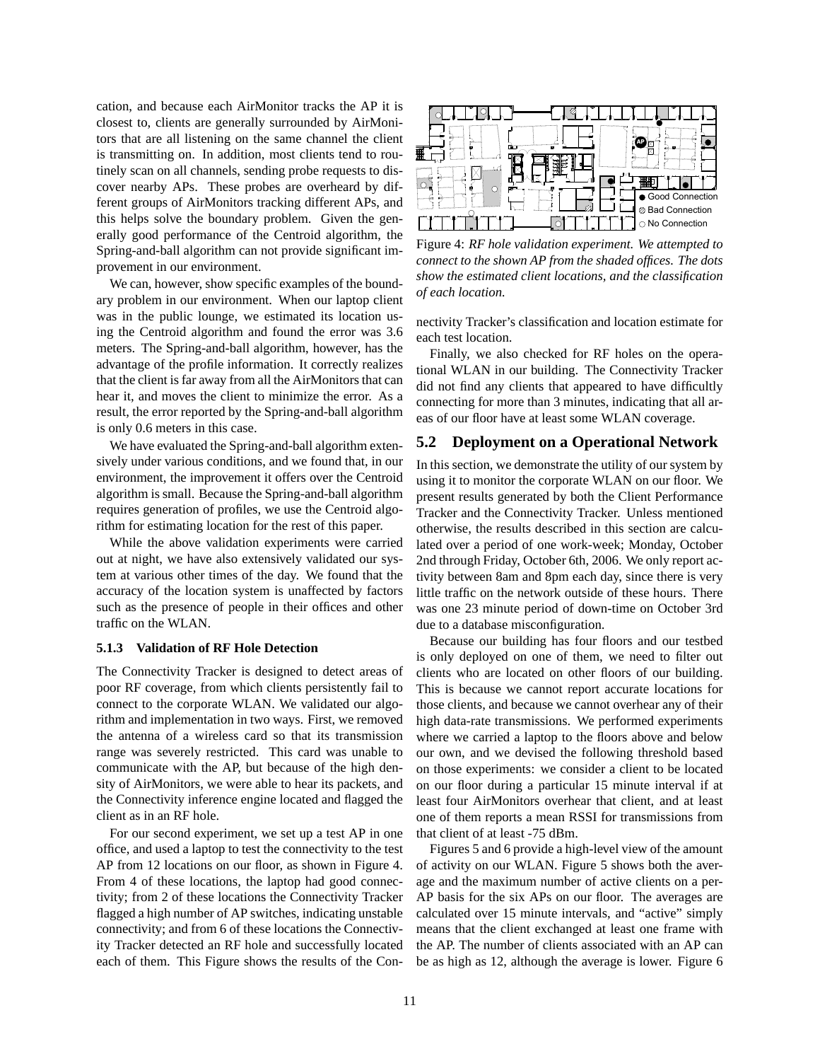cation, and because each AirMonitor tracks the AP it is closest to, clients are generally surrounded by AirMonitors that are all listening on the same channel the client is transmitting on. In addition, most clients tend to routinely scan on all channels, sending probe requests to discover nearby APs. These probes are overheard by different groups of AirMonitors tracking different APs, and this helps solve the boundary problem. Given the generally good performance of the Centroid algorithm, the Spring-and-ball algorithm can not provide significant improvement in our environment.

We can, however, show specific examples of the boundary problem in our environment. When our laptop client was in the public lounge, we estimated its location using the Centroid algorithm and found the error was 3.6 meters. The Spring-and-ball algorithm, however, has the advantage of the profile information. It correctly realizes that the client is far away from all the AirMonitors that can hear it, and moves the client to minimize the error. As a result, the error reported by the Spring-and-ball algorithm is only 0.6 meters in this case.

We have evaluated the Spring-and-ball algorithm extensively under various conditions, and we found that, in our environment, the improvement it offers over the Centroid algorithm is small. Because the Spring-and-ball algorithm requires generation of profiles, we use the Centroid algorithm for estimating location for the rest of this paper.

While the above validation experiments were carried out at night, we have also extensively validated our system at various other times of the day. We found that the accuracy of the location system is unaffected by factors such as the presence of people in their offices and other traffic on the WLAN.

#### 5.1.3 Validation of RF Hole Detection

The Connectivity Tracker is designed to detect areas of poor RF coverage, from which clients persistently fail to connect to the corporate WLAN. We validated our algorithm and implementation in two ways. First, we removed the antenna of a wireless card so that its transmission range was severely restricted. This card was unable to communicate with the AP, but because of the high density of AirMonitors, we were able to hear its packets, and the Connectivity inference engine located and flagged the client as in an RF hole.

For our second experiment, we set up a test AP in one office, and used a laptop to test the connectivity to the test AP from 12 locations on our floor, as shown in Figure 4. From 4 of these locations, the laptop had good connectivity; from 2 of these locations the Connectivity Tracker flagged a high number of AP switches, indicating unstable connectivity; and from 6 of these locations the Connectivity Tracker detected an RF hole and successfully located each of them. This Figure shows the results of the Connectivity Tracker's classification and location estimate for each test location.

Figure 4: *RF hole validation experiment. We attempted to connect to the shown AP from the shaded offices. The dots show the estimated client locations, and the classification of each location.*

Finally, we also checked for RF holes on the operational WLAN in our building. The Connectivity Tracker did not find any clients that appeared to have difficultly connecting for more than 3 minutes, indicating that all areas of our floor have at least some WLAN coverage.

## 5.2 Deployment on a Operational Network

In this section, we demonstrate the utility of our system by using it to monitor the corporate WLAN on our floor. We present results generated by both the Client Performance Tracker and the Connectivity Tracker. Unless mentioned otherwise, the results described in this section are calculated over a period of one work-week; Monday, October 2nd through Friday, October 6th, 2006. We only report activity between 8am and 8pm each day, since there is very little traffic on the network outside of these hours. There was one 23 minute period of down-time on October 3rd due to a database misconfiguration.

Because our building has four floors and our testbed is only deployed on one of them, we need to filter out clients who are located on other floors of our building. This is because we cannot report accurate locations for those clients, and because we cannot overhear any of their high data-rate transmissions. We performed experiments where we carried a laptop to the floors above and below our own, and we devised the following threshold based on those experiments: we consider a client to be located on our floor during a particular 15 minute interval if at least four AirMonitors overhear that client, and at least one of them reports a mean RSSI for transmissions from that client of at least -75 dBm.

Figures 5 and 6 provide a high-level view of the amount of activity on our WLAN. Figure 5 shows both the average and the maximum number of active clients on a per-AP basis for the six APs on our floor. The averages are calculated over 15 minute intervals, and "active" simply means that the client exchanged at least one frame with the AP. The number of clients associated with an AP can be as high as 12, although the average is lower. Figure 6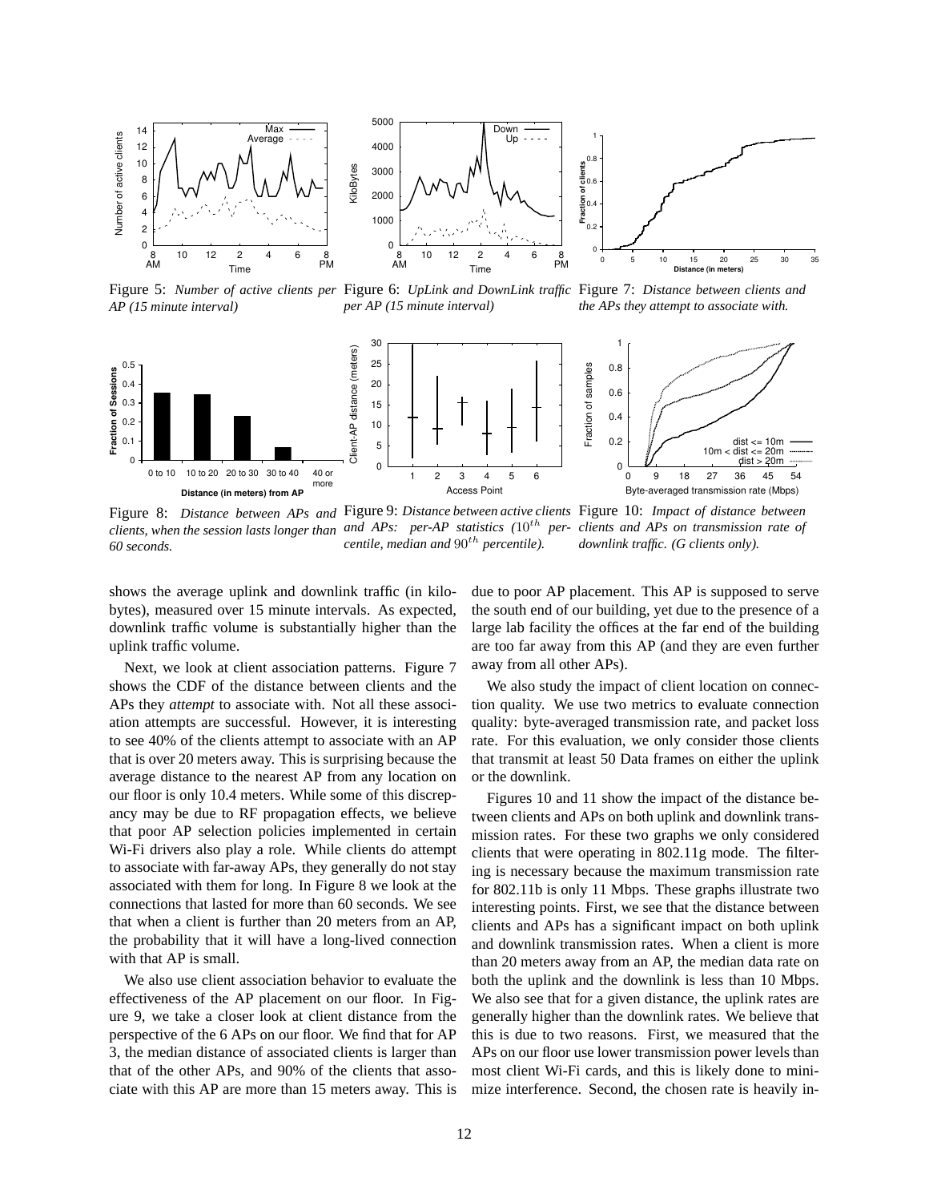Figure 5: *Number of active clients per AP (15 minute interval)*

Figure 6: *UpLink and DownLink traffic per AP (15 minute interval)*

Figure 7: *Distance between clients and the APs they attempt to associate with.*

Figure 8: *Distance between APs and clients, when the session lasts longer than 60 seconds.*

Figure 9: *Distance between active clients and APs: per-AP statistics ($10^{th}$ percentile, median and $90^{th}$ percentile).*

Figure 10: *Impact of distance between clients and APs on transmission rate of downlink traffic. (G clients only).*

shows the average uplink and downlink traffic (in kilobytes), measured over 15 minute intervals. As expected, downlink traffic volume is substantially higher than the uplink traffic volume.

Next, we look at client association patterns. Figure 7 shows the CDF of the distance between clients and the APs they *attempt* to associate with. Not all these association attempts are successful. However, it is interesting to see 40% of the clients attempt to associate with an AP that is over 20 meters away. This is surprising because the average distance to the nearest AP from any location on our floor is only 10.4 meters. While some of this discrepancy may be due to RF propagation effects, we believe that poor AP selection policies implemented in certain Wi-Fi drivers also play a role. While clients do attempt to associate with far-away APs, they generally do not stay associated with them for long. In Figure 8 we look at the connections that lasted for more than 60 seconds. We see that when a client is further than 20 meters from an AP, the probability that it will have a long-lived connection with that AP is small.

We also use client association behavior to evaluate the effectiveness of the AP placement on our floor. In Figure 9, we take a closer look at client distance from the perspective of the 6 APs on our floor. We find that for AP 3, the median distance of associated clients is larger than that of the other APs, and 90% of the clients that associate with this AP are more than 15 meters away. This is due to poor AP placement. This AP is supposed to serve the south end of our building, yet due to the presence of a large lab facility the offices at the far end of the building are too far away from this AP (and they are even further away from all other APs).

We also study the impact of client location on connection quality. We use two metrics to evaluate connection quality: byte-averaged transmission rate, and packet loss rate. For this evaluation, we only consider those clients that transmit at least 50 Data frames on either the uplink or the downlink.

Figures 10 and 11 show the impact of the distance between clients and APs on both uplink and downlink transmission rates. For these two graphs we only considered clients that were operating in 802.11g mode. The filtering is necessary because the maximum transmission rate for 802.11b is only 11 Mbps. These graphs illustrate two interesting points. First, we see that the distance between clients and APs has a significant impact on both uplink and downlink transmission rates. When a client is more than 20 meters away from an AP, the median data rate on both the uplink and the downlink is less than 10 Mbps. We also see that for a given distance, the uplink rates are generally higher than the downlink rates. We believe that this is due to two reasons. First, we measured that the APs on our floor use lower transmission power levels than most client Wi-Fi cards, and this is likely done to minimize interference. Second, the chosen rate is heavily in-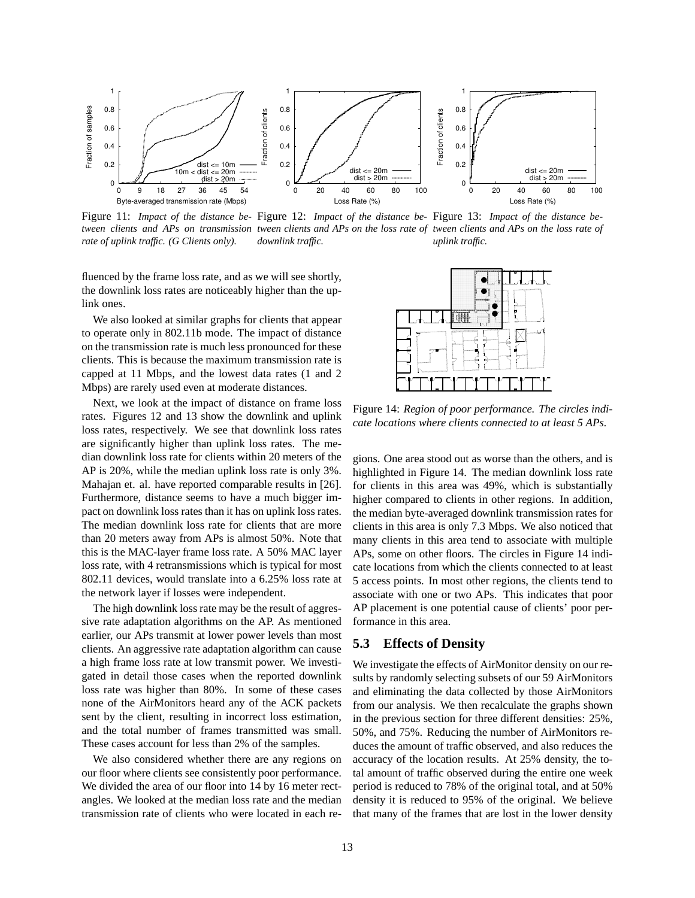Figure 11: *Impact of the distance between clients and APs on transmission rate of uplink traffic. (G Clients only).*

Figure 12: *Impact of the distance between clients and APs on the loss rate of downlink traffic.*

Figure 13: *Impact of the distance between clients and APs on the loss rate of uplink traffic.*

fluenced by the frame loss rate, and as we will see shortly, the downlink loss rates are noticeably higher than the uplink ones.

We also looked at similar graphs for clients that appear to operate only in 802.11b mode. The impact of distance on the transmission rate is much less pronounced for these clients. This is because the maximum transmission rate is capped at 11 Mbps, and the lowest data rates (1 and 2 Mbps) are rarely used even at moderate distances.

Next, we look at the impact of distance on frame loss rates. Figures 12 and 13 show the downlink and uplink loss rates, respectively. We see that downlink loss rates are significantly higher than uplink loss rates. The median downlink loss rate for clients within 20 meters of the AP is 20%, while the median uplink loss rate is only 3%. Mahajan et. al. have reported comparable results in [26]. Furthermore, distance seems to have a much bigger impact on downlink loss rates than it has on uplink loss rates. The median downlink loss rate for clients that are more than 20 meters away from APs is almost 50%. Note that this is the MAC-layer frame loss rate. A 50% MAC layer loss rate, with 4 retransmissions which is typical for most 802.11 devices, would translate into a 6.25% loss rate at the network layer if losses were independent.

The high downlink loss rate may be the result of aggressive rate adaptation algorithms on the AP. As mentioned earlier, our APs transmit at lower power levels than most clients. An aggressive rate adaptation algorithm can cause a high frame loss rate at low transmit power. We investigated in detail those cases when the reported downlink loss rate was higher than 80%. In some of these cases none of the AirMonitors heard any of the ACK packets sent by the client, resulting in incorrect loss estimation, and the total number of frames transmitted was small. These cases account for less than 2% of the samples.

We also considered whether there are any regions on our floor where clients see consistently poor performance. We divided the area of our floor into 14 by 16 meter rectangles. We looked at the median loss rate and the median transmission rate of clients who were located in each regions. One area stood out as worse than the others, and is highlighted in Figure 14. The median downlink loss rate for clients in this area was 49%, which is substantially higher compared to clients in other regions. In addition, the median byte-averaged downlink transmission rates for clients in this area is only 7.3 Mbps. We also noticed that many clients in this area tend to associate with multiple APs, some on other floors. The circles in Figure 14 indicate locations from which the clients connected to at least 5 access points. In most other regions, the clients tend to associate with one or two APs. This indicates that poor AP placement is one potential cause of clients' poor performance in this area.

Figure 14: *Region of poor performance. The circles indicate locations where clients connected to at least 5 APs.*

### 5.3 Effects of Density

We investigate the effects of AirMonitor density on our results by randomly selecting subsets of our 59 AirMonitors and eliminating the data collected by those AirMonitors from our analysis. We then recalculate the graphs shown in the previous section for three different densities: 25%, 50%, and 75%. Reducing the number of AirMonitors reduces the amount of traffic observed, and also reduces the accuracy of the location results. At 25% density, the total amount of traffic observed during the entire one week period is reduced to 78% of the original total, and at 50% density it is reduced to 95% of the original. We believe that many of the frames that are lost in the lower density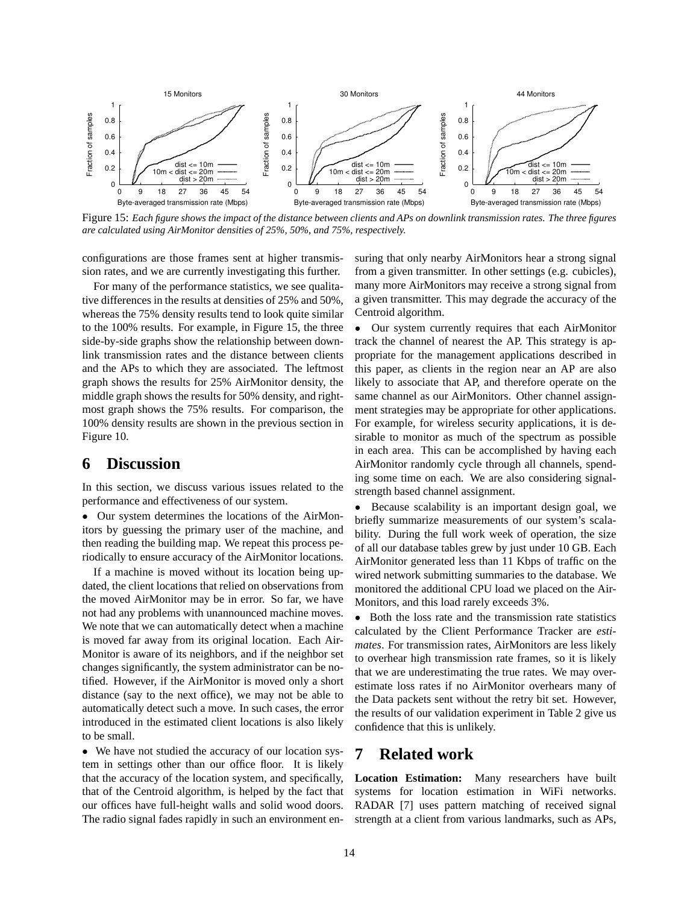Figure 15: *Each figure shows the impact of the distance between clients and APs on downlink transmission rates. The three figures are calculated using AirMonitor densities of 25%, 50%, and 75%, respectively.*

configurations are those frames sent at higher transmission rates, and we are currently investigating this further.

For many of the performance statistics, we see qualitative differences in the results at densities of 25% and 50%, whereas the 75% density results tend to look quite similar to the 100% results. For example, in Figure 15, the three side-by-side graphs show the relationship between downlink transmission rates and the distance between clients and the APs to which they are associated. The leftmost graph shows the results for 25% AirMonitor density, the middle graph shows the results for 50% density, and rightmost graph shows the 75% results. For comparison, the 100% density results are shown in the previous section in Figure 10.

# 6 Discussion

In this section, we discuss various issues related to the performance and effectiveness of our system.

- Our system determines the locations of the AirMonitors by guessing the primary user of the machine, and then reading the building map. We repeat this process periodically to ensure accuracy of the AirMonitor locations.

  If a machine is moved without its location being updated, the client locations that relied on observations from the moved AirMonitor may be in error. So far, we have not had any problems with unannounced machine moves. We note that we can automatically detect when a machine is moved far away from its original location. Each AirMonitor is aware of its neighbors, and if the neighbor set changes significantly, the system administrator can be notified. However, if the AirMonitor is moved only a short distance (say to the next office), we may not be able to automatically detect such a move. In such cases, the error introduced in the estimated client locations is also likely to be small.

- We have not studied the accuracy of our location system in settings other than our office floor. It is likely that the accuracy of the location system, and specifically, that of the Centroid algorithm, is helped by the fact that our offices have full-height walls and solid wood doors. The radio signal fades rapidly in such an environment ensuring that only nearby AirMonitors hear a strong signal from a given transmitter. In other settings (e.g. cubicles), many more AirMonitors may receive a strong signal from a given transmitter. This may degrade the accuracy of the Centroid algorithm.

- Our system currently requires that each AirMonitor track the channel of nearest the AP. This strategy is appropriate for the management applications described in this paper, as clients in the region near an AP are also likely to associate that AP, and therefore operate on the same channel as our AirMonitors. Other channel assignment strategies may be appropriate for other applications. For example, for wireless security applications, it is desirable to monitor as much of the spectrum as possible in each area. This can be accomplished by having each AirMonitor randomly cycle through all channels, spending some time on each. We are also considering signal-strength based channel assignment.

- Because scalability is an important design goal, we briefly summarize measurements of our system's scalability. During the full work week of operation, the size of all our database tables grew by just under 10 GB. Each AirMonitor generated less than 11 Kbps of traffic on the wired network submitting summaries to the database. We monitored the additional CPU load we placed on the AirMonitors, and this load rarely exceeds 3%.

- Both the loss rate and the transmission rate statistics calculated by the Client Performance Tracker are *estimates*. For transmission rates, AirMonitors are less likely to overhear high transmission rate frames, so it is likely that we are underestimating the true rates. We may overestimate loss rates if no AirMonitor overhears many of the Data packets sent without the retry bit set. However, the results of our validation experiment in Table 2 give us confidence that this is unlikely.

# 7 Related work

**Location Estimation:** Many researchers have built systems for location estimation in WiFi networks. RADAR [7] uses pattern matching of received signal strength at a client from various landmarks, such as APs,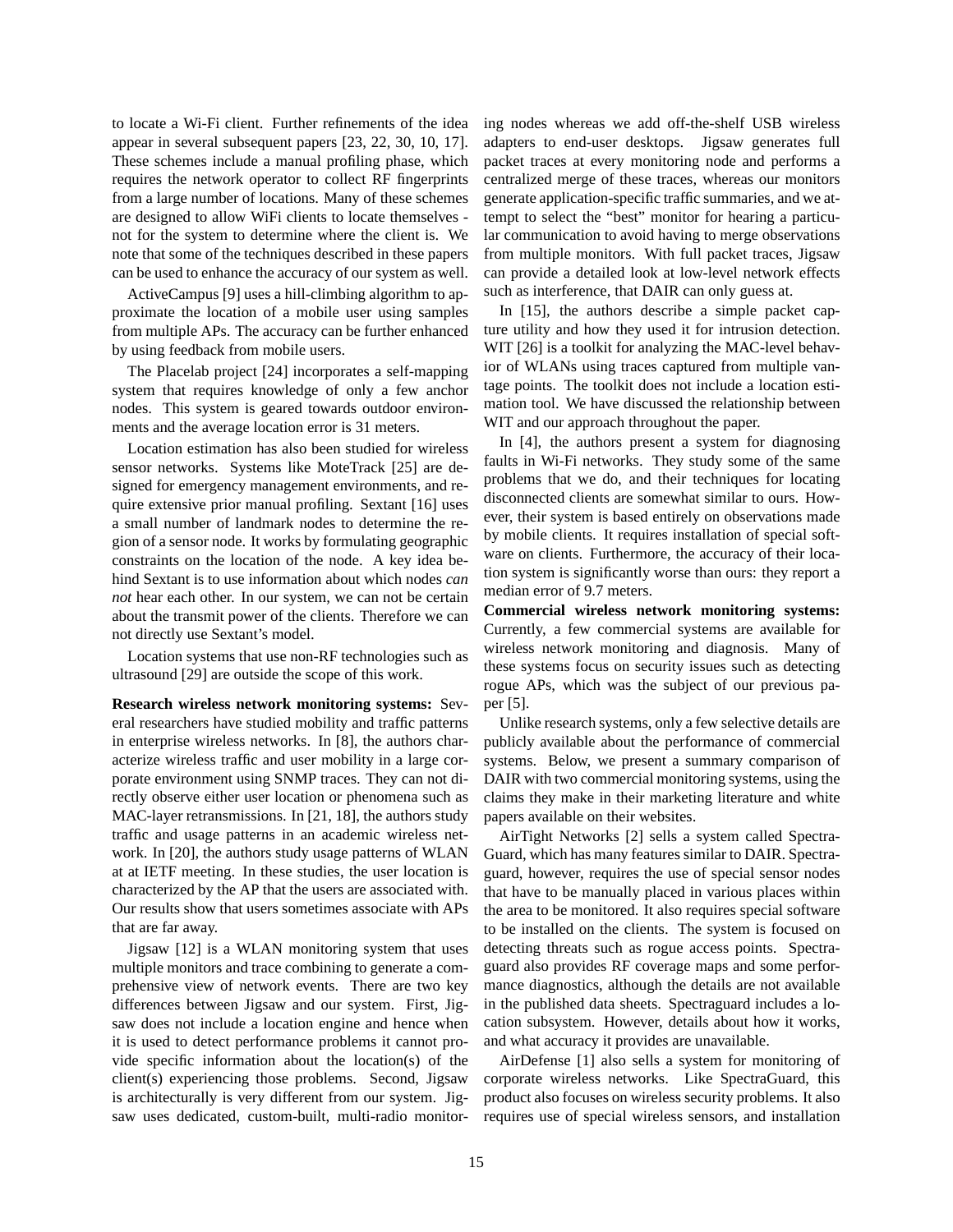to locate a Wi-Fi client. Further refinements of the idea appear in several subsequent papers [23, 22, 30, 10, 17]. These schemes include a manual profiling phase, which requires the network operator to collect RF fingerprints from a large number of locations. Many of these schemes are designed to allow WiFi clients to locate themselves - not for the system to determine where the client is. We note that some of the techniques described in these papers can be used to enhance the accuracy of our system as well.

ActiveCampus [9] uses a hill-climbing algorithm to approximate the location of a mobile user using samples from multiple APs. The accuracy can be further enhanced by using feedback from mobile users.

The Placelab project [24] incorporates a self-mapping system that requires knowledge of only a few anchor nodes. This system is geared towards outdoor environments and the average location error is 31 meters.

Location estimation has also been studied for wireless sensor networks. Systems like MoteTrack [25] are designed for emergency management environments, and require extensive prior manual profiling. Sextant [16] uses a small number of landmark nodes to determine the region of a sensor node. It works by formulating geographic constraints on the location of the node. A key idea behind Sextant is to use information about which nodes *can not* hear each other. In our system, we can not be certain about the transmit power of the clients. Therefore we can not directly use Sextant's model.

Location systems that use non-RF technologies such as ultrasound [29] are outside the scope of this work.

**Research wireless network monitoring systems:** Several researchers have studied mobility and traffic patterns in enterprise wireless networks. In [8], the authors characterize wireless traffic and user mobility in a large corporate environment using SNMP traces. They can not directly observe either user location or phenomena such as MAC-layer retransmissions. In [21, 18], the authors study traffic and usage patterns in an academic wireless network. In [20], the authors study usage patterns of WLAN at at IETF meeting. In these studies, the user location is characterized by the AP that the users are associated with. Our results show that users sometimes associate with APs that are far away.

Jigsaw [12] is a WLAN monitoring system that uses multiple monitors and trace combining to generate a comprehensive view of network events. There are two key differences between Jigsaw and our system. First, Jigsaw does not include a location engine and hence when it is used to detect performance problems it cannot provide specific information about the location(s) of the client(s) experiencing those problems. Second, Jigsaw is architecturally is very different from our system. Jigsaw uses dedicated, custom-built, multi-radio monitoring nodes whereas we add off-the-shelf USB wireless adapters to end-user desktops. Jigsaw generates full packet traces at every monitoring node and performs a centralized merge of these traces, whereas our monitors generate application-specific traffic summaries, and we attempt to select the "best" monitor for hearing a particular communication to avoid having to merge observations from multiple monitors. With full packet traces, Jigsaw can provide a detailed look at low-level network effects such as interference, that DAIR can only guess at.

In [15], the authors describe a simple packet capture utility and how they used it for intrusion detection. WIT [26] is a toolkit for analyzing the MAC-level behavior of WLANs using traces captured from multiple vantage points. The toolkit does not include a location estimation tool. We have discussed the relationship between WIT and our approach throughout the paper.

In [4], the authors present a system for diagnosing faults in Wi-Fi networks. They study some of the same problems that we do, and their techniques for locating disconnected clients are somewhat similar to ours. However, their system is based entirely on observations made by mobile clients. It requires installation of special software on clients. Furthermore, the accuracy of their location system is significantly worse than ours: they report a median error of 9.7 meters.

**Commercial wireless network monitoring systems:** Currently, a few commercial systems are available for wireless network monitoring and diagnosis. Many of these systems focus on security issues such as detecting rogue APs, which was the subject of our previous paper [5].

Unlike research systems, only a few selective details are publicly available about the performance of commercial systems. Below, we present a summary comparison of DAIR with two commercial monitoring systems, using the claims they make in their marketing literature and white papers available on their websites.

AirTight Networks [2] sells a system called SpectraGuard, which has many features similar to DAIR. Spectraguard, however, requires the use of special sensor nodes that have to be manually placed in various places within the area to be monitored. It also requires special software to be installed on the clients. The system is focused on detecting threats such as rogue access points. Spectraguard also provides RF coverage maps and some performance diagnostics, although the details are not available in the published data sheets. Spectraguard includes a location subsystem. However, details about how it works, and what accuracy it provides are unavailable.

AirDefense [1] also sells a system for monitoring of corporate wireless networks. Like SpectraGuard, this product also focuses on wireless security problems. It also requires use of special wireless sensors, and installation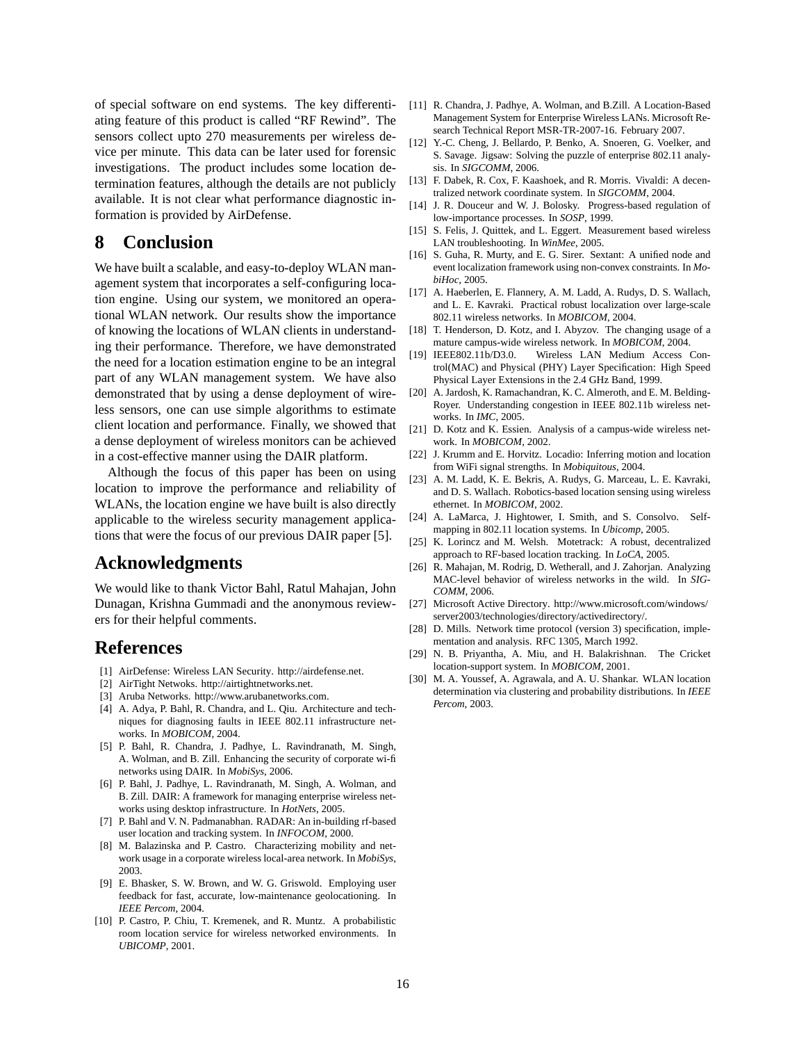of special software on end systems. The key differentiating feature of this product is called "RF Rewind". The sensors collect upto 270 measurements per wireless device per minute. This data can be later used for forensic investigations. The product includes some location determination features, although the details are not publicly available. It is not clear what performance diagnostic information is provided by AirDefense.

# 8 Conclusion

We have built a scalable, and easy-to-deploy WLAN management system that incorporates a self-configuring location engine. Using our system, we monitored an operational WLAN network. Our results show the importance of knowing the locations of WLAN clients in understanding their performance. Therefore, we have demonstrated the need for a location estimation engine to be an integral part of any WLAN management system. We have also demonstrated that by using a dense deployment of wireless sensors, one can use simple algorithms to estimate client location and performance. Finally, we showed that a dense deployment of wireless monitors can be achieved in a cost-effective manner using the DAIR platform.

Although the focus of this paper has been on using location to improve the performance and reliability of WLANs, the location engine we have built is also directly applicable to the wireless security management applications that were the focus of our previous DAIR paper [5].

# Acknowledgments

We would like to thank Victor Bahl, Ratul Mahajan, John Dunagan, Krishna Gummadi and the anonymous reviewers for their helpful comments.

# References

[1] AirDefense: Wireless LAN Security. http://airdefense.net.

[2] AirTight Netwoks. http://airtightnetworks.net.

[3] Aruba Networks. http://www.arubanetworks.com.

[4] A. Adya, P. Bahl, R. Chandra, and L. Qiu. Architecture and techniques for diagnosing faults in IEEE 802.11 infrastructure networks. In *MOBICOM*, 2004.

[5] P. Bahl, R. Chandra, J. Padhye, L. Ravindranath, M. Singh, A. Wolman, and B. Zill. Enhancing the security of corporate wi-fi networks using DAIR. In *MobiSys*, 2006.

[6] P. Bahl, J. Padhye, L. Ravindranath, M. Singh, A. Wolman, and B. Zill. DAIR: A framework for managing enterprise wireless networks using desktop infrastructure. In *HotNets*, 2005.

[7] P. Bahl and V. N. Padmanabhan. RADAR: An in-building rf-based user location and tracking system. In *INFOCOM*, 2000.

[8] M. Balazinska and P. Castro. Characterizing mobility and network usage in a corporate wireless local-area network. In *MobiSys*, 2003.

[9] E. Bhasker, S. W. Brown, and W. G. Griswold. Employing user feedback for fast, accurate, low-maintenance geolocationing. In *IEEE Percom*, 2004.

[10] P. Castro, P. Chiu, T. Kremenek, and R. Muntz. A probabilistic room location service for wireless networked environments. In *UBICOMP*, 2001.

[11] R. Chandra, J. Padhye, A. Wolman, and B.Zill. A Location-Based Management System for Enterprise Wireless LANs. Microsoft Research Technical Report MSR-TR-2007-16. February 2007.

[12] Y.-C. Cheng, J. Bellardo, P. Benko, A. Snoeren, G. Voelker, and S. Savage. Jigsaw: Solving the puzzle of enterprise 802.11 analysis. In *SIGCOMM*, 2006.

[13] F. Dabek, R. Cox, F. Kaashoek, and R. Morris. Vivaldi: A decentralized network coordinate system. In *SIGCOMM*, 2004.

[14] J. R. Douceur and W. J. Bolosky. Progress-based regulation of low-importance processes. In *SOSP*, 1999.

[15] S. Felis, J. Quittek, and L. Eggert. Measurement based wireless LAN troubleshooting. In *WinMee*, 2005.

[16] S. Guha, R. Murty, and E. G. Sirer. Sextant: A unified node and event localization framework using non-convex constraints. In *MobiHoc*, 2005.

[17] A. Haeberlen, E. Flannery, A. M. Ladd, A. Rudys, D. S. Wallach, and L. E. Kavraki. Practical robust localization over large-scale 802.11 wireless networks. In *MOBICOM*, 2004.

[18] T. Henderson, D. Kotz, and I. Abyzov. The changing usage of a mature campus-wide wireless network. In *MOBICOM*, 2004.

[19] IEEE802.11b/D3.0. Wireless LAN Medium Access Control(MAC) and Physical (PHY) Layer Specification: High Speed Physical Layer Extensions in the 2.4 GHz Band, 1999.

[20] A. Jardosh, K. Ramachandran, K. C. Almeroth, and E. M. Belding-Royer. Understanding congestion in IEEE 802.11b wireless networks. In *IMC*, 2005.

[21] D. Kotz and K. Essien. Analysis of a campus-wide wireless network. In *MOBICOM*, 2002.

[22] J. Krumm and E. Horvitz. Locadio: Inferring motion and location from WiFi signal strengths. In *Mobiquitous*, 2004.

[23] A. M. Ladd, K. E. Bekris, A. Rudys, G. Marceau, L. E. Kavraki, and D. S. Wallach. Robotics-based location sensing using wireless ethernet. In *MOBICOM*, 2002.

[24] A. LaMarca, J. Hightower, I. Smith, and S. Consolvo. Self-mapping in 802.11 location systems. In *Ubicomp*, 2005.

[25] K. Lorincz and M. Welsh. Motetrack: A robust, decentralized approach to RF-based location tracking. In *LoCA*, 2005.

[26] R. Mahajan, M. Rodrig, D. Wetherall, and J. Zahorjan. Analyzing MAC-level behavior of wireless networks in the wild. In *SIGCOMM*, 2006.

[27] Microsoft Active Directory. http://www.microsoft.com/windows/server2003/technologies/directory/activedirectory/.

[28] D. Mills. Network time protocol (version 3) specification, implementation and analysis. RFC 1305, March 1992.

[29] N. B. Priyantha, A. Miu, and H. Balakrishnan. The Cricket location-support system. In *MOBICOM*, 2001.

[30] M. A. Youssef, A. Agrawala, and A. U. Shankar. WLAN location determination via clustering and probability distributions. In *IEEE Percom*, 2003.